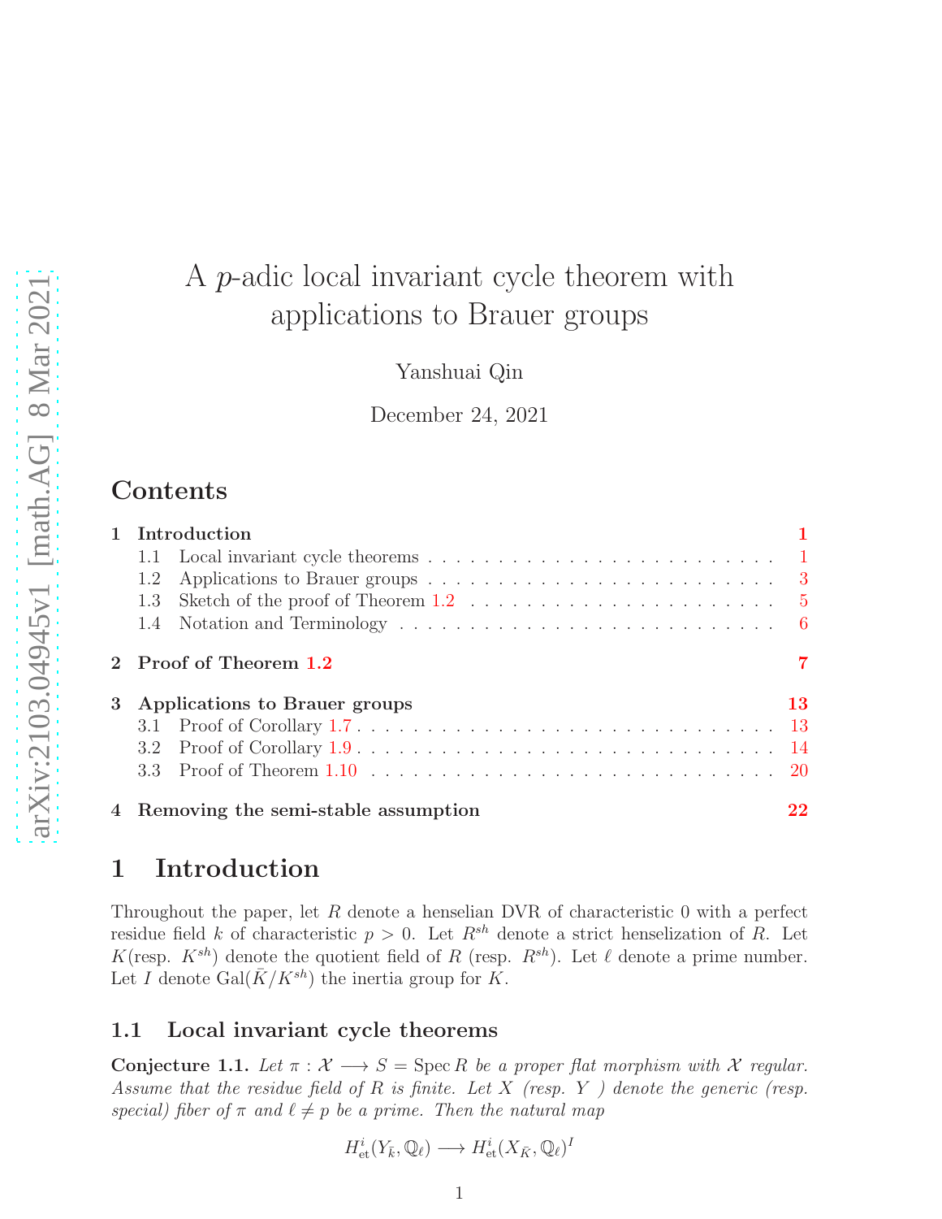# A $p$-adic local invariant cycle theorem with applications to Brauer groups

Yanshuai Qin

December 24, 2021

## Contents

1 Introduction 1
  - 1.1 Local invariant cycle theorems 1
  - 1.2 Applications to Brauer groups 3
  - 1.3 Sketch of the proof of Theorem 1.2 5
  - 1.4 Notation and Terminology 6

2 Proof of Theorem 1.2 7

3 Applications to Brauer groups 13
  - 3.1 Proof of Corollary 1.7 13
  - 3.2 Proof of Corollary 1.9 14
  - 3.3 Proof of Theorem 1.10 20

4 Removing the semi-stable assumption 22

# 1 Introduction

Throughout the paper, let $R$ denote a henselian DVR of characteristic 0 with a perfect residue field $k$ of characteristic $p > 0$. Let $R^{sh}$ denote a strict henselization of $R$. Let $K$(resp. $K^{sh}$) denote the quotient field of $R$ (resp. $R^{sh}$). Let $\ell$ denote a prime number. Let $I$ denote $\mathrm{Gal}(\bar{K}/K^{sh})$ the inertia group for $K$.

## 1.1 Local invariant cycle theorems

**Conjecture 1.1.** *Let $\pi : \mathcal{X} \longrightarrow S = \mathrm{Spec}\, R$ be a proper flat morphism with $\mathcal{X}$ regular. Assume that the residue field of $R$ is finite. Let $X$ (resp. $Y$ ) denote the generic (resp. special) fiber of $\pi$ and $\ell \neq p$ be a prime. Then the natural map*

$$H^i_{\mathrm{et}}(Y_{\bar{k}}, \mathbb{Q}_\ell) \longrightarrow H^i_{\mathrm{et}}(X_{\bar{K}}, \mathbb{Q}_\ell)^I$$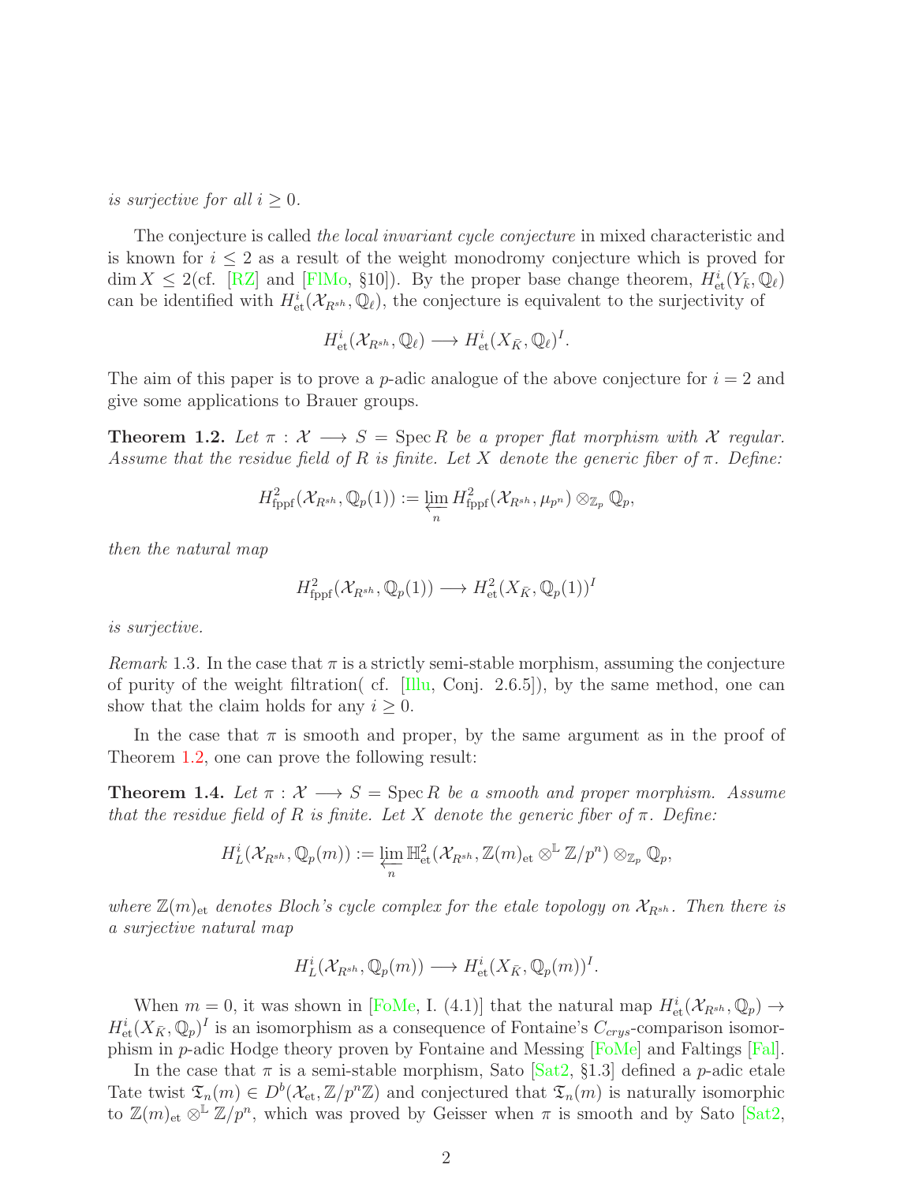*is surjective for all $i \geq 0$.*

The conjecture is called *the local invariant cycle conjecture* in mixed characteristic and is known for $i \leq 2$ as a result of the weight monodromy conjecture which is proved for $\dim X \leq 2$(cf. [RZ] and [FlMo, §10]). By the proper base change theorem, $H^i_{\mathrm{et}}(Y_{\bar{k}}, \mathbb{Q}_\ell)$ can be identified with $H^i_{\mathrm{et}}(\mathcal{X}_{R^{sh}}, \mathbb{Q}_\ell)$, the conjecture is equivalent to the surjectivity of

$$H^i_{\mathrm{et}}(\mathcal{X}_{R^{sh}}, \mathbb{Q}_\ell) \longrightarrow H^i_{\mathrm{et}}(X_{\bar{K}}, \mathbb{Q}_\ell)^I.$$

The aim of this paper is to prove a $p$-adic analogue of the above conjecture for $i = 2$ and give some applications to Brauer groups.

**Theorem 1.2.** *Let $\pi : \mathcal{X} \longrightarrow S = \operatorname{Spec} R$ be a proper flat morphism with $\mathcal{X}$ regular. Assume that the residue field of $R$ is finite. Let $X$ denote the generic fiber of $\pi$. Define:*

$$H^2_{\mathrm{fppf}}(\mathcal{X}_{R^{sh}}, \mathbb{Q}_p(1)) := \varprojlim_n H^2_{\mathrm{fppf}}(\mathcal{X}_{R^{sh}}, \mu_{p^n}) \otimes_{\mathbb{Z}_p} \mathbb{Q}_p,$$

*then the natural map*

$$H^2_{\mathrm{fppf}}(\mathcal{X}_{R^{sh}}, \mathbb{Q}_p(1)) \longrightarrow H^2_{\mathrm{et}}(X_{\bar{K}}, \mathbb{Q}_p(1))^I$$

*is surjective.*

*Remark* 1.3. In the case that $\pi$ is a strictly semi-stable morphism, assuming the conjecture of purity of the weight filtration( cf. [Illu, Conj. 2.6.5]), by the same method, one can show that the claim holds for any $i \geq 0$.

In the case that $\pi$ is smooth and proper, by the same argument as in the proof of Theorem 1.2, one can prove the following result:

**Theorem 1.4.** *Let $\pi : \mathcal{X} \longrightarrow S = \operatorname{Spec} R$ be a smooth and proper morphism. Assume that the residue field of $R$ is finite. Let $X$ denote the generic fiber of $\pi$. Define:*

$$H^i_L(\mathcal{X}_{R^{sh}}, \mathbb{Q}_p(m)) := \varprojlim_n \mathbb{H}^2_{\mathrm{et}}(\mathcal{X}_{R^{sh}}, \mathbb{Z}(m)_{\mathrm{et}} \otimes^{\mathbb{L}} \mathbb{Z}/p^n) \otimes_{\mathbb{Z}_p} \mathbb{Q}_p,$$

*where $\mathbb{Z}(m)_{\mathrm{et}}$ denotes Bloch's cycle complex for the etale topology on $\mathcal{X}_{R^{sh}}$. Then there is a surjective natural map*

$$H^i_L(\mathcal{X}_{R^{sh}}, \mathbb{Q}_p(m)) \longrightarrow H^i_{\mathrm{et}}(X_{\bar{K}}, \mathbb{Q}_p(m))^I.$$

When $m = 0$, it was shown in [FoMe, I. (4.1)] that the natural map $H^i_{\mathrm{et}}(\mathcal{X}_{R^{sh}}, \mathbb{Q}_p) \to H^i_{\mathrm{et}}(X_{\bar{K}}, \mathbb{Q}_p)^I$ is an isomorphism as a consequence of Fontaine's $C_{crys}$-comparison isomorphism in $p$-adic Hodge theory proven by Fontaine and Messing [FoMe] and Faltings [Fal].

In the case that $\pi$ is a semi-stable morphism, Sato [Sat2, §1.3] defined a $p$-adic etale Tate twist $\mathfrak{T}_n(m) \in D^b(\mathcal{X}_{\mathrm{et}}, \mathbb{Z}/p^n\mathbb{Z})$ and conjectured that $\mathfrak{T}_n(m)$ is naturally isomorphic to $\mathbb{Z}(m)_{\mathrm{et}} \otimes^{\mathbb{L}} \mathbb{Z}/p^n$, which was proved by Geisser when $\pi$ is smooth and by Sato [Sat2,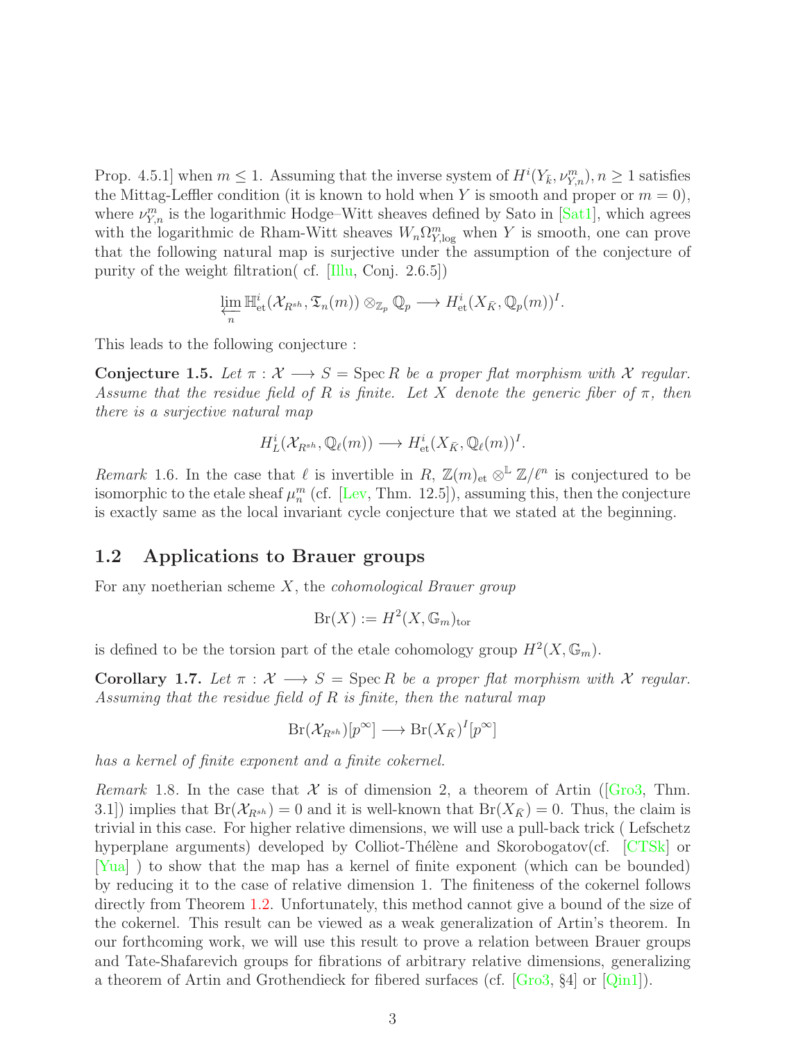Prop. 4.5.1] when $m \leq 1$. Assuming that the inverse system of $H^i(Y_{\bar{k}}, \nu^m_{Y,n}), n \geq 1$ satisfies the Mittag-Leffler condition (it is known to hold when $Y$ is smooth and proper or $m = 0$), where $\nu^m_{Y,n}$ is the logarithmic Hodge–Witt sheaves defined by Sato in [Sat1], which agrees with the logarithmic de Rham-Witt sheaves $W_n\Omega^m_{Y,\log}$ when $Y$ is smooth, one can prove that the following natural map is surjective under the assumption of the conjecture of purity of the weight filtration( cf. [Illu, Conj. 2.6.5])

$$\varprojlim_n \mathbb{H}^i_{\text{et}}(\mathcal{X}_{R^{sh}}, \mathfrak{T}_n(m)) \otimes_{\mathbb{Z}_p} \mathbb{Q}_p \longrightarrow H^i_{\text{et}}(X_{\bar{K}}, \mathbb{Q}_p(m))^I.$$

This leads to the following conjecture :

**Conjecture 1.5.** *Let $\pi : \mathcal{X} \longrightarrow S = \operatorname{Spec} R$ be a proper flat morphism with $\mathcal{X}$ regular. Assume that the residue field of $R$ is finite. Let $X$ denote the generic fiber of $\pi$, then there is a surjective natural map*

$$H^i_L(\mathcal{X}_{R^{sh}}, \mathbb{Q}_\ell(m)) \longrightarrow H^i_{\text{et}}(X_{\bar{K}}, \mathbb{Q}_\ell(m))^I.$$

*Remark* 1.6. In the case that $\ell$ is invertible in $R$, $\mathbb{Z}(m)_{\text{et}} \otimes^{\mathbb{L}} \mathbb{Z}/\ell^n$ is conjectured to be isomorphic to the etale sheaf $\mu_n^m$ (cf. [Lev, Thm. 12.5]), assuming this, then the conjecture is exactly same as the local invariant cycle conjecture that we stated at the beginning.

## 1.2 Applications to Brauer groups

For any noetherian scheme $X$, the *cohomological Brauer group*

$$\operatorname{Br}(X) := H^2(X, \mathbb{G}_m)_{\text{tor}}$$

is defined to be the torsion part of the etale cohomology group $H^2(X, \mathbb{G}_m)$.

**Corollary 1.7.** *Let $\pi : \mathcal{X} \longrightarrow S = \operatorname{Spec} R$ be a proper flat morphism with $\mathcal{X}$ regular. Assuming that the residue field of $R$ is finite, then the natural map*

$$\operatorname{Br}(\mathcal{X}_{R^{sh}})[p^\infty] \longrightarrow \operatorname{Br}(X_{\bar{K}})^I[p^\infty]$$

*has a kernel of finite exponent and a finite cokernel.*

*Remark* 1.8. In the case that $\mathcal{X}$ is of dimension 2, a theorem of Artin ([Gro3, Thm. 3.1]) implies that $\operatorname{Br}(\mathcal{X}_{R^{sh}}) = 0$ and it is well-known that $\operatorname{Br}(X_{\bar{K}}) = 0$. Thus, the claim is trivial in this case. For higher relative dimensions, we will use a pull-back trick ( Lefschetz hyperplane arguments) developed by Colliot-Thélène and Skorobogatov(cf. [CTSk] or [Yua] ) to show that the map has a kernel of finite exponent (which can be bounded) by reducing it to the case of relative dimension 1. The finiteness of the cokernel follows directly from Theorem 1.2. Unfortunately, this method cannot give a bound of the size of the cokernel. This result can be viewed as a weak generalization of Artin's theorem. In our forthcoming work, we will use this result to prove a relation between Brauer groups and Tate-Shafarevich groups for fibrations of arbitrary relative dimensions, generalizing a theorem of Artin and Grothendieck for fibered surfaces (cf. [Gro3, §4] or [Qin1]).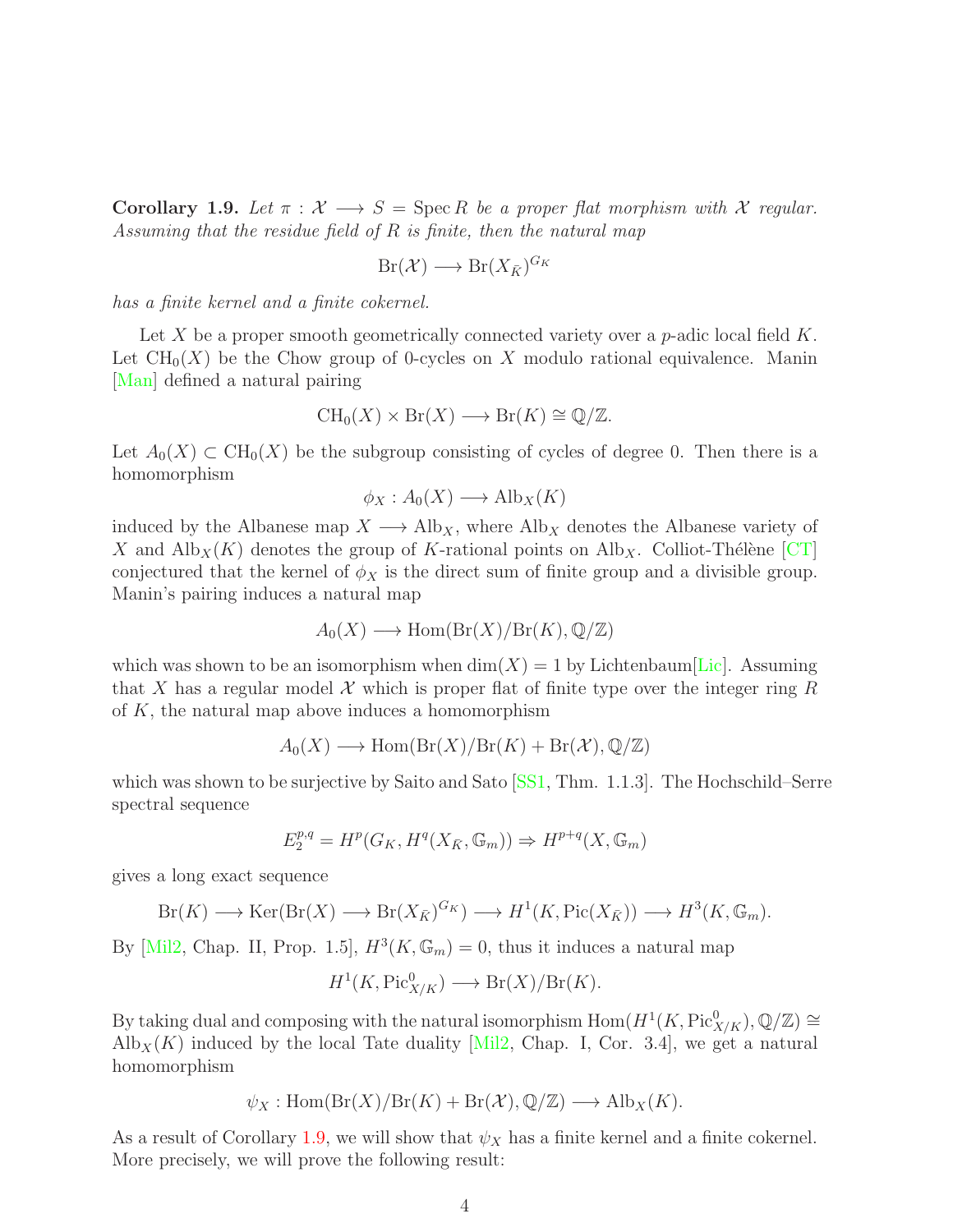**Corollary 1.9.** *Let $\pi : \mathcal{X} \longrightarrow S = \operatorname{Spec} R$ be a proper flat morphism with $\mathcal{X}$ regular. Assuming that the residue field of $R$ is finite, then the natural map*

$$\operatorname{Br}(\mathcal{X}) \longrightarrow \operatorname{Br}(X_{\bar{K}})^{G_K}$$

*has a finite kernel and a finite cokernel.*

Let $X$ be a proper smooth geometrically connected variety over a $p$-adic local field $K$. Let $\mathrm{CH}_0(X)$ be the Chow group of 0-cycles on $X$ modulo rational equivalence. Manin [Man] defined a natural pairing

$$\mathrm{CH}_0(X) \times \operatorname{Br}(X) \longrightarrow \operatorname{Br}(K) \cong \mathbb{Q}/\mathbb{Z}.$$

Let $A_0(X) \subset \mathrm{CH}_0(X)$ be the subgroup consisting of cycles of degree 0. Then there is a homomorphism

$$\phi_X : A_0(X) \longrightarrow \mathrm{Alb}_X(K)$$

induced by the Albanese map $X \longrightarrow \mathrm{Alb}_X$, where $\mathrm{Alb}_X$ denotes the Albanese variety of $X$ and $\mathrm{Alb}_X(K)$ denotes the group of $K$-rational points on $\mathrm{Alb}_X$. Colliot-Thélène [CT] conjectured that the kernel of $\phi_X$ is the direct sum of finite group and a divisible group. Manin's pairing induces a natural map

$$A_0(X) \longrightarrow \operatorname{Hom}(\operatorname{Br}(X)/\operatorname{Br}(K), \mathbb{Q}/\mathbb{Z})$$

which was shown to be an isomorphism when $\dim(X) = 1$ by Lichtenbaum[Lic]. Assuming that $X$ has a regular model $\mathcal{X}$ which is proper flat of finite type over the integer ring $R$ of $K$, the natural map above induces a homomorphism

$$A_0(X) \longrightarrow \operatorname{Hom}(\operatorname{Br}(X)/\operatorname{Br}(K) + \operatorname{Br}(\mathcal{X}), \mathbb{Q}/\mathbb{Z})$$

which was shown to be surjective by Saito and Sato [SS1, Thm. 1.1.3]. The Hochschild–Serre spectral sequence

$$E_2^{p,q} = H^p(G_K, H^q(X_{\bar{K}}, \mathbb{G}_m)) \Rightarrow H^{p+q}(X, \mathbb{G}_m)$$

gives a long exact sequence

$$\operatorname{Br}(K) \longrightarrow \operatorname{Ker}(\operatorname{Br}(X) \longrightarrow \operatorname{Br}(X_{\bar{K}})^{G_K}) \longrightarrow H^1(K, \operatorname{Pic}(X_{\bar{K}})) \longrightarrow H^3(K, \mathbb{G}_m).$$

By [Mil2, Chap. II, Prop. 1.5], $H^3(K, \mathbb{G}_m) = 0$, thus it induces a natural map

$$H^1(K, \mathrm{Pic}^0_{X/K}) \longrightarrow \operatorname{Br}(X)/\operatorname{Br}(K).$$

By taking dual and composing with the natural isomorphism $\operatorname{Hom}(H^1(K, \mathrm{Pic}^0_{X/K}), \mathbb{Q}/\mathbb{Z}) \cong \mathrm{Alb}_X(K)$ induced by the local Tate duality [Mil2, Chap. I, Cor. 3.4], we get a natural homomorphism

$$\psi_X : \operatorname{Hom}(\operatorname{Br}(X)/\operatorname{Br}(K) + \operatorname{Br}(\mathcal{X}), \mathbb{Q}/\mathbb{Z}) \longrightarrow \mathrm{Alb}_X(K).$$

As a result of Corollary 1.9, we will show that $\psi_X$ has a finite kernel and a finite cokernel. More precisely, we will prove the following result: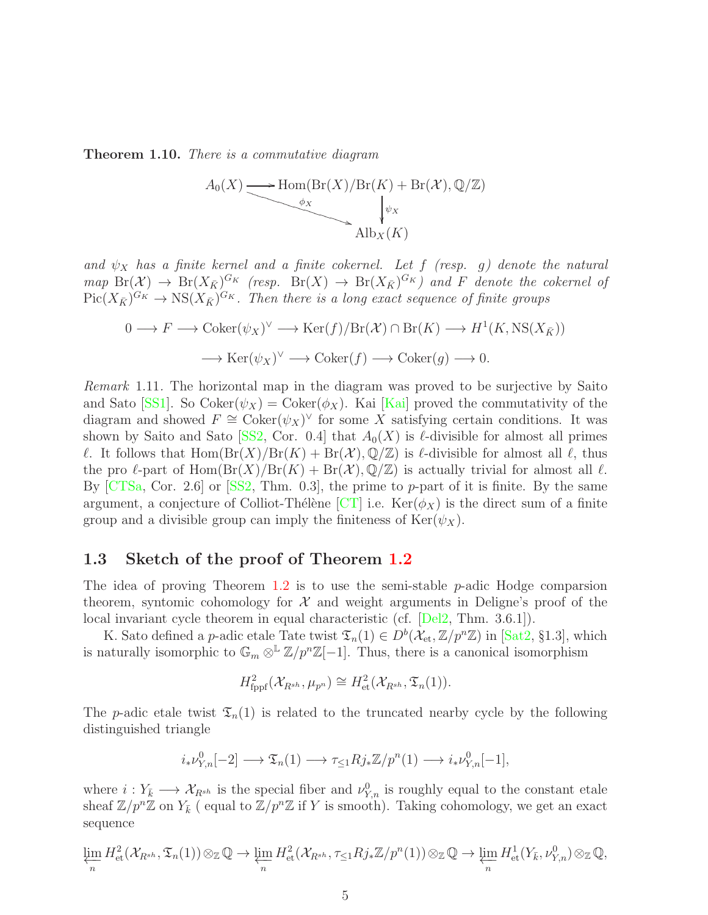**Theorem 1.10.** *There is a commutative diagram*

$$\begin{array}{ccc} A_0(X) & \longrightarrow & \mathrm{Hom}(\mathrm{Br}(X)/\mathrm{Br}(K)+\mathrm{Br}(\mathcal{X}),\mathbb{Q}/\mathbb{Z}) \\ & \searrow^{\phi_X} & \downarrow{\psi_X} \\ & & \mathrm{Alb}_X(K) \end{array}$$

*and $\psi_X$ has a finite kernel and a finite cokernel. Let $f$ (resp. $g$) denote the natural map $\mathrm{Br}(\mathcal{X}) \to \mathrm{Br}(X_{\bar{K}})^{G_K}$ (resp. $\mathrm{Br}(X) \to \mathrm{Br}(X_{\bar{K}})^{G_K}$) and $F$ denote the cokernel of $\mathrm{Pic}(X_{\bar{K}})^{G_K} \to \mathrm{NS}(X_{\bar{K}})^{G_K}$. Then there is a long exact sequence of finite groups*

$$0 \longrightarrow F \longrightarrow \mathrm{Coker}(\psi_X)^\vee \longrightarrow \mathrm{Ker}(f)/\mathrm{Br}(\mathcal{X})\cap\mathrm{Br}(K) \longrightarrow H^1(K,\mathrm{NS}(X_{\bar{K}}))$$

$$\longrightarrow \mathrm{Ker}(\psi_X)^\vee \longrightarrow \mathrm{Coker}(f) \longrightarrow \mathrm{Coker}(g) \longrightarrow 0.$$

*Remark* 1.11. The horizontal map in the diagram was proved to be surjective by Saito and Sato [SS1]. So $\mathrm{Coker}(\psi_X) = \mathrm{Coker}(\phi_X)$. Kai [Kai] proved the commutativity of the diagram and showed $F \cong \mathrm{Coker}(\psi_X)^\vee$ for some $X$ satisfying certain conditions. It was shown by Saito and Sato [SS2, Cor. 0.4] that $A_0(X)$ is $\ell$-divisible for almost all primes $\ell$. It follows that $\mathrm{Hom}(\mathrm{Br}(X)/\mathrm{Br}(K)+\mathrm{Br}(\mathcal{X}),\mathbb{Q}/\mathbb{Z})$ is $\ell$-divisible for almost all $\ell$, thus the pro $\ell$-part of $\mathrm{Hom}(\mathrm{Br}(X)/\mathrm{Br}(K)+\mathrm{Br}(\mathcal{X}),\mathbb{Q}/\mathbb{Z})$ is actually trivial for almost all $\ell$. By [CTSa, Cor. 2.6] or [SS2, Thm. 0.3], the prime to $p$-part of it is finite. By the same argument, a conjecture of Colliot-Thélène [CT] i.e. $\mathrm{Ker}(\phi_X)$ is the direct sum of a finite group and a divisible group can imply the finiteness of $\mathrm{Ker}(\psi_X)$.

## 1.3 Sketch of the proof of Theorem 1.2

The idea of proving Theorem 1.2 is to use the semi-stable $p$-adic Hodge comparsion theorem, syntomic cohomology for $\mathcal{X}$ and weight arguments in Deligne's proof of the local invariant cycle theorem in equal characteristic (cf. [Del2, Thm. 3.6.1]).

K. Sato defined a $p$-adic etale Tate twist $\mathfrak{T}_n(1) \in D^b(\mathcal{X}_{\mathrm{et}},\mathbb{Z}/p^n\mathbb{Z})$ in [Sat2, §1.3], which is naturally isomorphic to $\mathbb{G}_m \otimes^{\mathbb{L}} \mathbb{Z}/p^n\mathbb{Z}[-1]$. Thus, there is a canonical isomorphism

$$H^2_{\mathrm{fppf}}(\mathcal{X}_{R^{sh}},\mu_{p^n}) \cong H^2_{\mathrm{et}}(\mathcal{X}_{R^{sh}},\mathfrak{T}_n(1)).$$

The $p$-adic etale twist $\mathfrak{T}_n(1)$ is related to the truncated nearby cycle by the following distinguished triangle

$$i_*\nu^0_{Y,n}[-2] \longrightarrow \mathfrak{T}_n(1) \longrightarrow \tau_{\leq 1}Rj_*\mathbb{Z}/p^n(1) \longrightarrow i_*\nu^0_{Y,n}[-1],$$

where $i : Y_{\bar{k}} \longrightarrow \mathcal{X}_{R^{sh}}$ is the special fiber and $\nu^0_{Y,n}$ is roughly equal to the constant etale sheaf $\mathbb{Z}/p^n\mathbb{Z}$ on $Y_{\bar{k}}$ ( equal to $\mathbb{Z}/p^n\mathbb{Z}$ if $Y$ is smooth). Taking cohomology, we get an exact sequence

$$\varprojlim_n H^2_{\mathrm{et}}(\mathcal{X}_{R^{sh}},\mathfrak{T}_n(1))\otimes_{\mathbb{Z}}\mathbb{Q} \to \varprojlim_n H^2_{\mathrm{et}}(\mathcal{X}_{R^{sh}},\tau_{\leq 1}Rj_*\mathbb{Z}/p^n(1))\otimes_{\mathbb{Z}}\mathbb{Q} \to \varprojlim_n H^1_{\mathrm{et}}(Y_{\bar{k}},\nu^0_{Y,n})\otimes_{\mathbb{Z}}\mathbb{Q},$$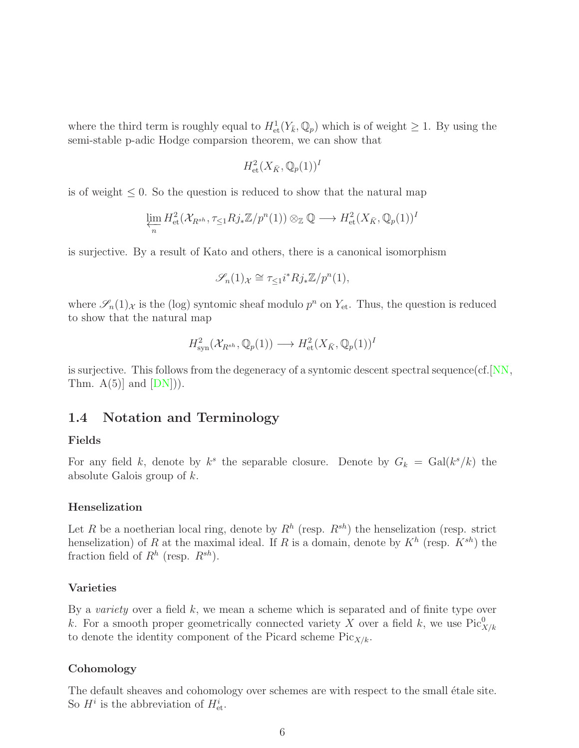where the third term is roughly equal to $H^1_{\text{et}}(Y_{\bar{k}}, \mathbb{Q}_p)$ which is of weight $\geq 1$. By using the semi-stable p-adic Hodge comparsion theorem, we can show that

$$H^2_{\text{et}}(X_{\bar{K}}, \mathbb{Q}_p(1))^I$$

is of weight $\leq 0$. So the question is reduced to show that the natural map

$$\varprojlim_n H^2_{\text{et}}(\mathcal{X}_{R^{sh}}, \tau_{\leq 1} Rj_*\mathbb{Z}/p^n(1)) \otimes_{\mathbb{Z}} \mathbb{Q} \longrightarrow H^2_{\text{et}}(X_{\bar{K}}, \mathbb{Q}_p(1))^I$$

is surjective. By a result of Kato and others, there is a canonical isomorphism

$$\mathscr{S}_n(1)_{\mathcal{X}} \cong \tau_{\leq 1} i^* Rj_*\mathbb{Z}/p^n(1),$$

where $\mathscr{S}_n(1)_{\mathcal{X}}$ is the (log) syntomic sheaf modulo $p^n$ on $Y_{\text{et}}$. Thus, the question is reduced to show that the natural map

$$H^2_{\text{syn}}(\mathcal{X}_{R^{sh}}, \mathbb{Q}_p(1)) \longrightarrow H^2_{\text{et}}(X_{\bar{K}}, \mathbb{Q}_p(1))^I$$

is surjective. This follows from the degeneracy of a syntomic descent spectral sequence(cf.[NN, Thm. A(5)] and [DN])).

## 1.4 Notation and Terminology

### Fields

For any field $k$, denote by $k^s$ the separable closure. Denote by $G_k = \text{Gal}(k^s/k)$ the absolute Galois group of $k$.

### Henselization

Let $R$ be a noetherian local ring, denote by $R^h$ (resp. $R^{sh}$) the henselization (resp. strict henselization) of $R$ at the maximal ideal. If $R$ is a domain, denote by $K^h$ (resp. $K^{sh}$) the fraction field of $R^h$ (resp. $R^{sh}$).

### Varieties

By a *variety* over a field $k$, we mean a scheme which is separated and of finite type over $k$. For a smooth proper geometrically connected variety $X$ over a field $k$, we use $\text{Pic}^0_{X/k}$ to denote the identity component of the Picard scheme $\text{Pic}_{X/k}$.

### Cohomology

The default sheaves and cohomology over schemes are with respect to the small étale site. So $H^i$ is the abbreviation of $H^i_{\text{et}}$.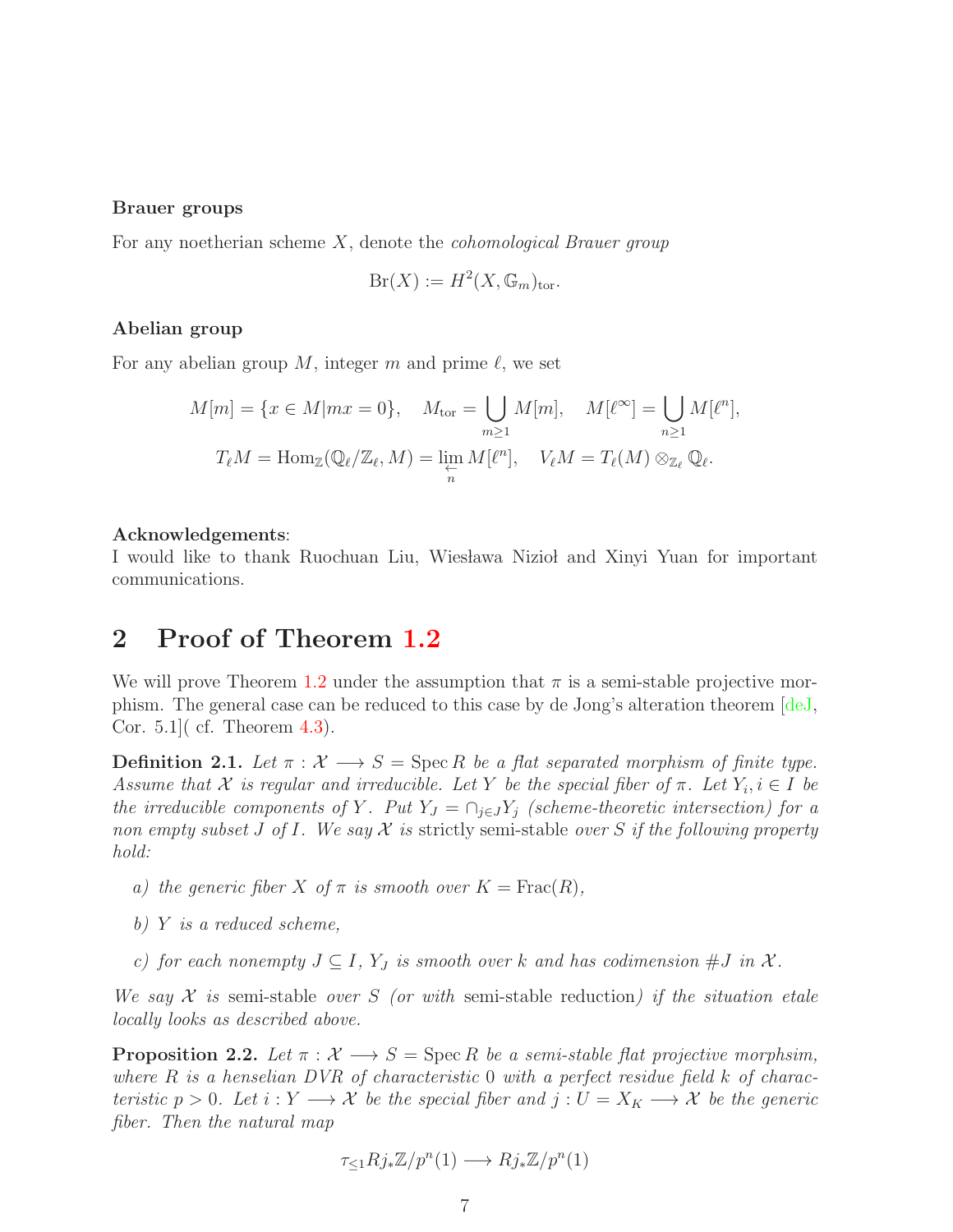**Brauer groups**

For any noetherian scheme $X$, denote the *cohomological Brauer group*

$$\mathrm{Br}(X) := H^2(X, \mathbb{G}_m)_{\mathrm{tor}}.$$

**Abelian group**

For any abelian group $M$, integer $m$ and prime $\ell$, we set

$$M[m] = \{x \in M | mx = 0\}, \quad M_{\mathrm{tor}} = \bigcup_{m \geq 1} M[m], \quad M[\ell^\infty] = \bigcup_{n \geq 1} M[\ell^n],$$
$$T_\ell M = \mathrm{Hom}_{\mathbb{Z}}(\mathbb{Q}_\ell/\mathbb{Z}_\ell, M) = \varprojlim_n M[\ell^n], \quad V_\ell M = T_\ell(M) \otimes_{\mathbb{Z}_\ell} \mathbb{Q}_\ell.$$

**Acknowledgements**:
I would like to thank Ruochuan Liu, Wiesława Nizioł and Xinyi Yuan for important communications.

## 2 Proof of Theorem 1.2

We will prove Theorem 1.2 under the assumption that $\pi$ is a semi-stable projective morphism. The general case can be reduced to this case by de Jong's alteration theorem [deJ, Cor. 5.1]( cf. Theorem 4.3).

**Definition 2.1.** *Let $\pi : \mathcal{X} \longrightarrow S = \operatorname{Spec} R$ be a flat separated morphism of finite type. Assume that $\mathcal{X}$ is regular and irreducible. Let $Y$ be the special fiber of $\pi$. Let $Y_i, i \in I$ be the irreducible components of $Y$. Put $Y_J = \cap_{j \in J} Y_j$ (scheme-theoretic intersection) for a non empty subset $J$ of $I$. We say $\mathcal{X}$ is* strictly semi-stable *over $S$ if the following property hold:*

*a) the generic fiber $X$ of $\pi$ is smooth over $K = \mathrm{Frac}(R)$,*

*b) $Y$ is a reduced scheme,*

*c) for each nonempty $J \subseteq I$, $Y_J$ is smooth over $k$ and has codimension $\#J$ in $\mathcal{X}$.*

*We say $\mathcal{X}$ is* semi-stable *over $S$ (or with* semi-stable reduction*) if the situation etale locally looks as described above.*

**Proposition 2.2.** *Let $\pi : \mathcal{X} \longrightarrow S = \operatorname{Spec} R$ be a semi-stable flat projective morphsim, where $R$ is a henselian DVR of characteristic $0$ with a perfect residue field $k$ of characteristic $p > 0$. Let $i : Y \longrightarrow \mathcal{X}$ be the special fiber and $j : U = X_K \longrightarrow \mathcal{X}$ be the generic fiber. Then the natural map*

$$\tau_{\leq 1} Rj_* \mathbb{Z}/p^n(1) \longrightarrow Rj_* \mathbb{Z}/p^n(1)$$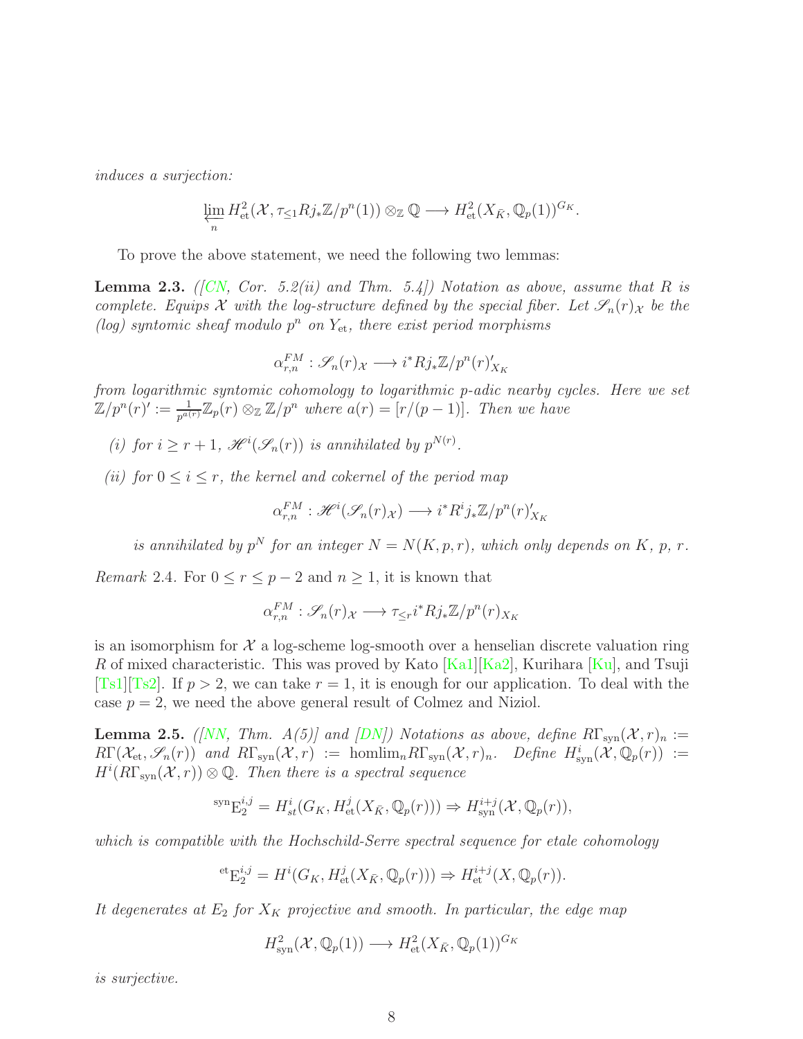*induces a surjection:*

$$\varprojlim_n H^2_{\text{et}}(\mathcal{X}, \tau_{\leq 1} Rj_*\mathbb{Z}/p^n(1)) \otimes_{\mathbb{Z}} \mathbb{Q} \longrightarrow H^2_{\text{et}}(X_{\bar{K}}, \mathbb{Q}_p(1))^{G_K}.$$

To prove the above statement, we need the following two lemmas:

**Lemma 2.3.** *([CN, Cor. 5.2(ii) and Thm. 5.4]) Notation as above, assume that $R$ is complete. Equips $\mathcal{X}$ with the log-structure defined by the special fiber. Let $\mathscr{S}_n(r)_{\mathcal{X}}$ be the (log) syntomic sheaf modulo $p^n$ on $Y_{\text{et}}$, there exist period morphisms*

$$\alpha^{FM}_{r,n} : \mathscr{S}_n(r)_{\mathcal{X}} \longrightarrow i^* Rj_*\mathbb{Z}/p^n(r)'_{X_K}$$

*from logarithmic syntomic cohomology to logarithmic $p$-adic nearby cycles. Here we set $\mathbb{Z}/p^n(r)' := \frac{1}{p^{a(r)}}\mathbb{Z}_p(r) \otimes_{\mathbb{Z}} \mathbb{Z}/p^n$ where $a(r) = [r/(p-1)]$. Then we have*

- *(i) for $i \geq r+1$, $\mathscr{H}^i(\mathscr{S}_n(r))$ is annihilated by $p^{N(r)}$.*
- *(ii) for $0 \leq i \leq r$, the kernel and cokernel of the period map*

$$\alpha^{FM}_{r,n} : \mathscr{H}^i(\mathscr{S}_n(r)_{\mathcal{X}}) \longrightarrow i^* R^i j_*\mathbb{Z}/p^n(r)'_{X_K}$$

*is annihilated by $p^N$ for an integer $N = N(K, p, r)$, which only depends on $K$, $p$, $r$.*

*Remark* 2.4. For $0 \leq r \leq p-2$ and $n \geq 1$, it is known that

$$\alpha^{FM}_{r,n} : \mathscr{S}_n(r)_{\mathcal{X}} \longrightarrow \tau_{\leq r} i^* Rj_*\mathbb{Z}/p^n(r)_{X_K}$$

is an isomorphism for $\mathcal{X}$ a log-scheme log-smooth over a henselian discrete valuation ring $R$ of mixed characteristic. This was proved by Kato [Ka1][Ka2], Kurihara [Ku], and Tsuji [Ts1][Ts2]. If $p > 2$, we can take $r = 1$, it is enough for our application. To deal with the case $p = 2$, we need the above general result of Colmez and Niziol.

**Lemma 2.5.** *([NN, Thm. A(5)] and [DN]) Notations as above, define $R\Gamma_{\text{syn}}(\mathcal{X}, r)_n := R\Gamma(\mathcal{X}_{\text{et}}, \mathscr{S}_n(r))$ and $R\Gamma_{\text{syn}}(\mathcal{X}, r) := \text{holim}_n R\Gamma_{\text{syn}}(\mathcal{X}, r)_n$. Define $H^i_{\text{syn}}(\mathcal{X}, \mathbb{Q}_p(r)) := H^i(R\Gamma_{\text{syn}}(\mathcal{X}, r)) \otimes \mathbb{Q}$. Then there is a spectral sequence*

$${}^{\text{syn}}\mathrm{E}_2^{i,j} = H^i_{st}(G_K, H^j_{\text{et}}(X_{\bar{K}}, \mathbb{Q}_p(r))) \Rightarrow H^{i+j}_{\text{syn}}(\mathcal{X}, \mathbb{Q}_p(r)),$$

*which is compatible with the Hochschild-Serre spectral sequence for etale cohomology*

$${}^{\text{et}}\mathrm{E}_2^{i,j} = H^i(G_K, H^j_{\text{et}}(X_{\bar{K}}, \mathbb{Q}_p(r))) \Rightarrow H^{i+j}_{\text{et}}(X, \mathbb{Q}_p(r)).$$

*It degenerates at $E_2$ for $X_K$ projective and smooth. In particular, the edge map*

$$H^2_{\text{syn}}(\mathcal{X}, \mathbb{Q}_p(1)) \longrightarrow H^2_{\text{et}}(X_{\bar{K}}, \mathbb{Q}_p(1))^{G_K}$$

*is surjective.*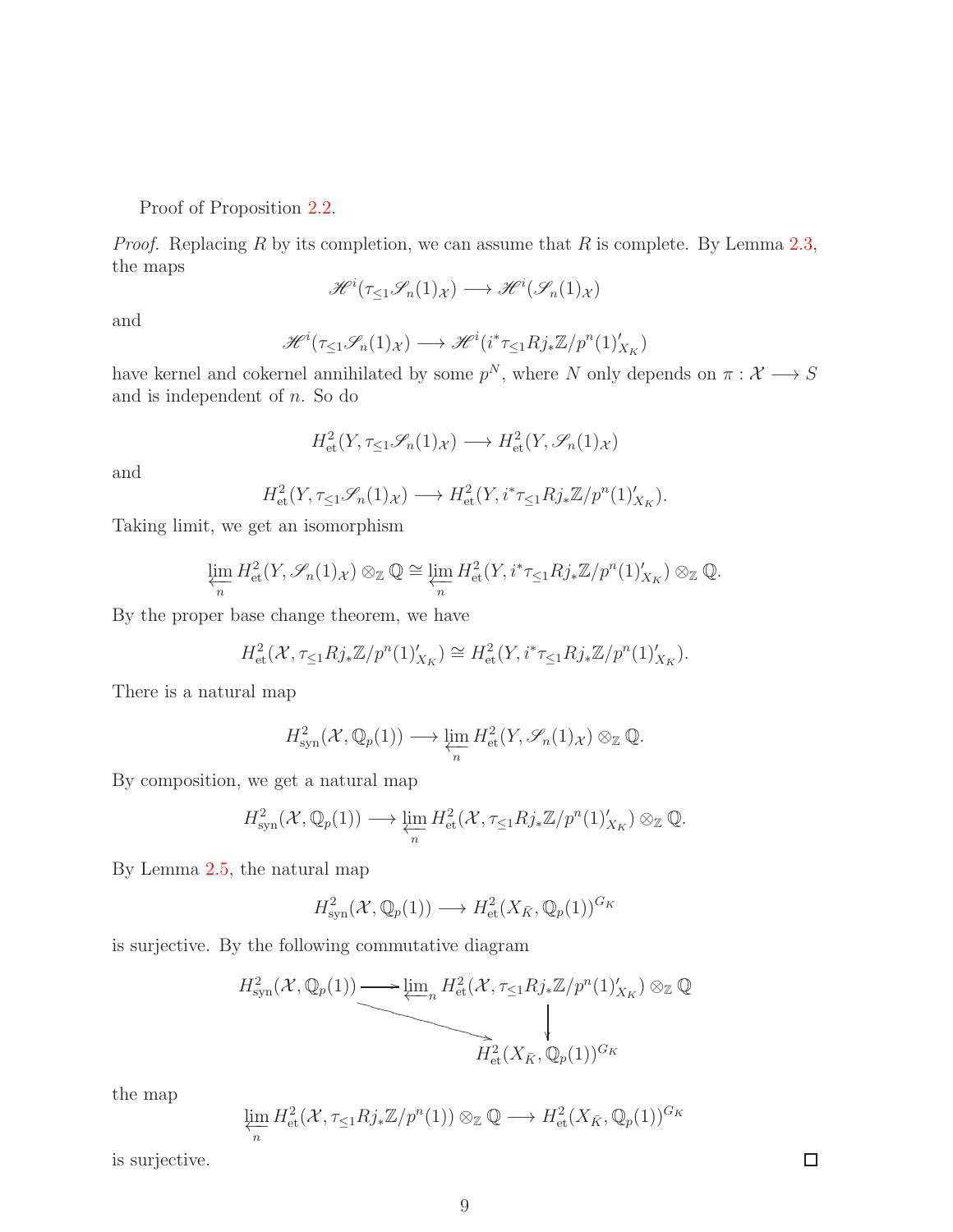Proof of Proposition 2.2.

*Proof.* Replacing $R$ by its completion, we can assume that $R$ is complete. By Lemma 2.3, the maps

$$\mathscr{H}^i(\tau_{\leq 1}\mathscr{S}_n(1)_{\mathcal{X}}) \longrightarrow \mathscr{H}^i(\mathscr{S}_n(1)_{\mathcal{X}})$$

and

$$\mathscr{H}^i(\tau_{\leq 1}\mathscr{S}_n(1)_{\mathcal{X}}) \longrightarrow \mathscr{H}^i(i^*\tau_{\leq 1}Rj_*\mathbb{Z}/p^n(1)'_{X_K})$$

have kernel and cokernel annihilated by some $p^N$, where $N$ only depends on $\pi : \mathcal{X} \longrightarrow S$ and is independent of $n$. So do

$$H^2_{\text{et}}(Y, \tau_{\leq 1}\mathscr{S}_n(1)_{\mathcal{X}}) \longrightarrow H^2_{\text{et}}(Y, \mathscr{S}_n(1)_{\mathcal{X}})$$

and

$$H^2_{\text{et}}(Y, \tau_{\leq 1}\mathscr{S}_n(1)_{\mathcal{X}}) \longrightarrow H^2_{\text{et}}(Y, i^*\tau_{\leq 1}Rj_*\mathbb{Z}/p^n(1)'_{X_K}).$$

Taking limit, we get an isomorphism

$$\varprojlim_n H^2_{\text{et}}(Y, \mathscr{S}_n(1)_{\mathcal{X}}) \otimes_{\mathbb{Z}} \mathbb{Q} \cong \varprojlim_n H^2_{\text{et}}(Y, i^*\tau_{\leq 1}Rj_*\mathbb{Z}/p^n(1)'_{X_K}) \otimes_{\mathbb{Z}} \mathbb{Q}.$$

By the proper base change theorem, we have

$$H^2_{\text{et}}(\mathcal{X}, \tau_{\leq 1}Rj_*\mathbb{Z}/p^n(1)'_{X_K}) \cong H^2_{\text{et}}(Y, i^*\tau_{\leq 1}Rj_*\mathbb{Z}/p^n(1)'_{X_K}).$$

There is a natural map

$$H^2_{\text{syn}}(\mathcal{X}, \mathbb{Q}_p(1)) \longrightarrow \varprojlim_n H^2_{\text{et}}(Y, \mathscr{S}_n(1)_{\mathcal{X}}) \otimes_{\mathbb{Z}} \mathbb{Q}.$$

By composition, we get a natural map

$$H^2_{\text{syn}}(\mathcal{X}, \mathbb{Q}_p(1)) \longrightarrow \varprojlim_n H^2_{\text{et}}(\mathcal{X}, \tau_{\leq 1}Rj_*\mathbb{Z}/p^n(1)'_{X_K}) \otimes_{\mathbb{Z}} \mathbb{Q}.$$

By Lemma 2.5, the natural map

$$H^2_{\text{syn}}(\mathcal{X}, \mathbb{Q}_p(1)) \longrightarrow H^2_{\text{et}}(X_{\bar{K}}, \mathbb{Q}_p(1))^{G_K}$$

is surjective. By the following commutative diagram

$$\begin{array}{ccc} H^2_{\text{syn}}(\mathcal{X}, \mathbb{Q}_p(1)) & \longrightarrow & \varprojlim_n H^2_{\text{et}}(\mathcal{X}, \tau_{\leq 1}Rj_*\mathbb{Z}/p^n(1)'_{X_K}) \otimes_{\mathbb{Z}} \mathbb{Q} \\ & \searrow & \downarrow \\ & & H^2_{\text{et}}(X_{\bar{K}}, \mathbb{Q}_p(1))^{G_K} \end{array}$$

the map

$$\varprojlim_n H^2_{\text{et}}(\mathcal{X}, \tau_{\leq 1}Rj_*\mathbb{Z}/p^n(1)) \otimes_{\mathbb{Z}} \mathbb{Q} \longrightarrow H^2_{\text{et}}(X_{\bar{K}}, \mathbb{Q}_p(1))^{G_K}$$

is surjective. $\square$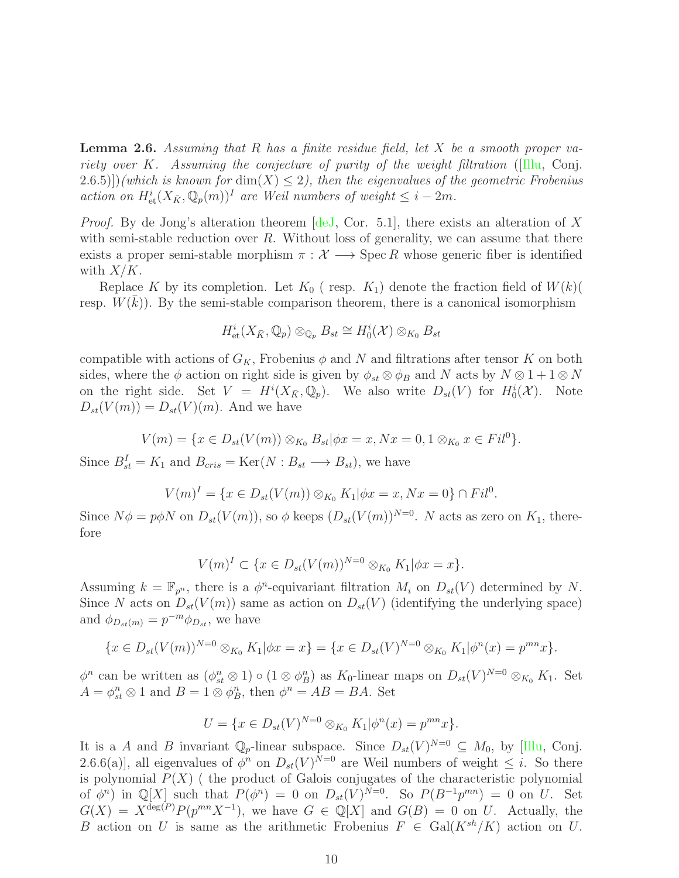**Lemma 2.6.** *Assuming that $R$ has a finite residue field, let $X$ be a smooth proper variety over $K$. Assuming the conjecture of purity of the weight filtration ([Illu, Conj. 2.6.5)])(which is known for $\dim(X) \leq 2$), then the eigenvalues of the geometric Frobenius action on $H^i_{\text{et}}(X_{\bar{K}}, \mathbb{Q}_p(m))^I$ are Weil numbers of weight $\leq i - 2m$.*

*Proof.* By de Jong's alteration theorem [deJ, Cor. 5.1], there exists an alteration of $X$ with semi-stable reduction over $R$. Without loss of generality, we can assume that there exists a proper semi-stable morphism $\pi : \mathcal{X} \longrightarrow \operatorname{Spec} R$ whose generic fiber is identified with $X/K$.

Replace $K$ by its completion. Let $K_0$ ( resp. $K_1$) denote the fraction field of $W(k)$( resp. $W(\bar{k})$). By the semi-stable comparison theorem, there is a canonical isomorphism

$$H^i_{\text{et}}(X_{\bar{K}}, \mathbb{Q}_p) \otimes_{\mathbb{Q}_p} B_{st} \cong H^i_0(\mathcal{X}) \otimes_{K_0} B_{st}$$

compatible with actions of $G_K$, Frobenius $\phi$ and $N$ and filtrations after tensor $K$ on both sides, where the $\phi$ action on right side is given by $\phi_{st} \otimes \phi_B$ and $N$ acts by $N \otimes 1 + 1 \otimes N$ on the right side. Set $V = H^i(X_{\bar{K}}, \mathbb{Q}_p)$. We also write $D_{st}(V)$ for $H^i_0(\mathcal{X})$. Note $D_{st}(V(m)) = D_{st}(V)(m)$. And we have

$$V(m) = \{x \in D_{st}(V(m)) \otimes_{K_0} B_{st} | \phi x = x, Nx = 0, 1 \otimes_{K_0} x \in Fil^0\}.$$

Since $B^I_{st} = K_1$ and $B_{cris} = \operatorname{Ker}(N : B_{st} \longrightarrow B_{st})$, we have

$$V(m)^I = \{x \in D_{st}(V(m)) \otimes_{K_0} K_1 | \phi x = x, Nx = 0\} \cap Fil^0.$$

Since $N\phi = p\phi N$ on $D_{st}(V(m))$, so $\phi$ keeps $(D_{st}(V(m))^{N=0}$. $N$ acts as zero on $K_1$, therefore

$$V(m)^I \subset \{x \in D_{st}(V(m))^{N=0} \otimes_{K_0} K_1 | \phi x = x\}.$$

Assuming $k = \mathbb{F}_{p^n}$, there is a $\phi^n$-equivariant filtration $M_i$ on $D_{st}(V)$ determined by $N$. Since $N$ acts on $D_{st}(V(m))$ same as action on $D_{st}(V)$ (identifying the underlying space) and $\phi_{D_{st}(m)} = p^{-m}\phi_{D_{st}}$, we have

$$\{x \in D_{st}(V(m))^{N=0} \otimes_{K_0} K_1 | \phi x = x\} = \{x \in D_{st}(V)^{N=0} \otimes_{K_0} K_1 | \phi^n(x) = p^{mn}x\}.$$

$\phi^n$ can be written as $(\phi^n_{st} \otimes 1) \circ (1 \otimes \phi^n_B)$ as $K_0$-linear maps on $D_{st}(V)^{N=0} \otimes_{K_0} K_1$. Set $A = \phi^n_{st} \otimes 1$ and $B = 1 \otimes \phi^n_B$, then $\phi^n = AB = BA$. Set

$$U = \{x \in D_{st}(V)^{N=0} \otimes_{K_0} K_1 | \phi^n(x) = p^{mn}x\}.$$

It is a $A$ and $B$ invariant $\mathbb{Q}_p$-linear subspace. Since $D_{st}(V)^{N=0} \subseteq M_0$, by [Illu, Conj. 2.6.6(a)], all eigenvalues of $\phi^n$ on $D_{st}(V)^{N=0}$ are Weil numbers of weight $\leq i$. So there is polynomial $P(X)$ ( the product of Galois conjugates of the characteristic polynomial of $\phi^n$) in $\mathbb{Q}[X]$ such that $P(\phi^n) = 0$ on $D_{st}(V)^{N=0}$. So $P(B^{-1}p^{mn}) = 0$ on $U$. Set $G(X) = X^{\deg(P)}P(p^{mn}X^{-1})$, we have $G \in \mathbb{Q}[X]$ and $G(B) = 0$ on $U$. Actually, the $B$ action on $U$ is same as the arithmetic Frobenius $F \in \operatorname{Gal}(K^{sh}/K)$ action on $U$.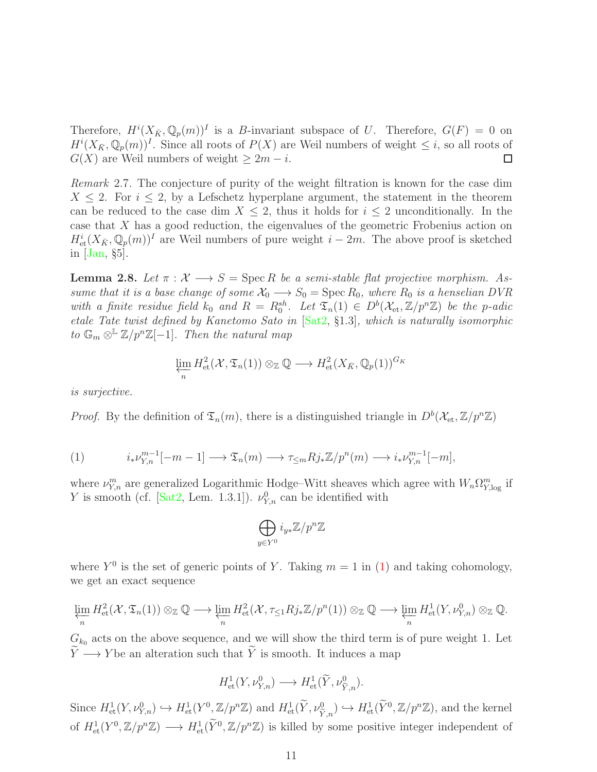Therefore, $H^i(X_{\bar{K}}, \mathbb{Q}_p(m))^I$ is a $B$-invariant subspace of $U$. Therefore, $G(F) = 0$ on $H^i(X_{\bar{K}}, \mathbb{Q}_p(m))^I$. Since all roots of $P(X)$ are Weil numbers of weight $\leq i$, so all roots of $G(X)$ are Weil numbers of weight $\geq 2m - i$. ☐

*Remark* 2.7. The conjecture of purity of the weight filtration is known for the case dim $X \leq 2$. For $i \leq 2$, by a Lefschetz hyperplane argument, the statement in the theorem can be reduced to the case dim $X \leq 2$, thus it holds for $i \leq 2$ unconditionally. In the case that $X$ has a good reduction, the eigenvalues of the geometric Frobenius action on $H^i_{\text{et}}(X_{\bar{K}}, \mathbb{Q}_p(m))^I$ are Weil numbers of pure weight $i - 2m$. The above proof is sketched in [Jan, §5].

**Lemma 2.8.** *Let $\pi : \mathcal{X} \longrightarrow S = \operatorname{Spec} R$ be a semi-stable flat projective morphism. Assume that it is a base change of some $\mathcal{X}_0 \longrightarrow S_0 = \operatorname{Spec} R_0$, where $R_0$ is a henselian DVR with a finite residue field $k_0$ and $R = R_0^{sh}$. Let $\mathfrak{T}_n(1) \in D^b(\mathcal{X}_{\text{et}}, \mathbb{Z}/p^n\mathbb{Z})$ be the $p$-adic etale Tate twist defined by Kanetomo Sato in [Sat2, §1.3], which is naturally isomorphic to $\mathbb{G}_m \otimes^{\mathbb{L}} \mathbb{Z}/p^n\mathbb{Z}[-1]$. Then the natural map*

$$\varprojlim_n H^2_{\text{et}}(\mathcal{X}, \mathfrak{T}_n(1)) \otimes_{\mathbb{Z}} \mathbb{Q} \longrightarrow H^2_{\text{et}}(X_{\bar{K}}, \mathbb{Q}_p(1))^{G_K}$$

*is surjective.*

*Proof.* By the definition of $\mathfrak{T}_n(m)$, there is a distinguished triangle in $D^b(\mathcal{X}_{\text{et}}, \mathbb{Z}/p^n\mathbb{Z})$

$$i_*\nu^{m-1}_{Y,n}[-m-1] \longrightarrow \mathfrak{T}_n(m) \longrightarrow \tau_{\leq m} Rj_*\mathbb{Z}/p^n(m) \longrightarrow i_*\nu^{m-1}_{Y,n}[-m], \tag{1}$$

where $\nu^m_{Y,n}$ are generalized Logarithmic Hodge–Witt sheaves which agree with $W_n\Omega^m_{Y,\log}$ if $Y$ is smooth (cf. [Sat2, Lem. 1.3.1]). $\nu^0_{Y,n}$ can be identified with

$$\bigoplus_{y \in Y^0} i_{y*}\mathbb{Z}/p^n\mathbb{Z}$$

where $Y^0$ is the set of generic points of $Y$. Taking $m = 1$ in (1) and taking cohomology, we get an exact sequence

$$\varprojlim_n H^2_{\text{et}}(\mathcal{X}, \mathfrak{T}_n(1)) \otimes_{\mathbb{Z}} \mathbb{Q} \longrightarrow \varprojlim_n H^2_{\text{et}}(\mathcal{X}, \tau_{\leq 1} Rj_*\mathbb{Z}/p^n(1)) \otimes_{\mathbb{Z}} \mathbb{Q} \longrightarrow \varprojlim_n H^1_{\text{et}}(Y, \nu^0_{Y,n}) \otimes_{\mathbb{Z}} \mathbb{Q}.$$

$G_{k_0}$ acts on the above sequence, and we will show the third term is of pure weight 1. Let $\widetilde{Y} \longrightarrow Y$be an alteration such that $\widetilde{Y}$ is smooth. It induces a map

$$H^1_{\text{et}}(Y, \nu^0_{Y,n}) \longrightarrow H^1_{\text{et}}(\widetilde{Y}, \nu^0_{\widetilde{Y},n}).$$

Since $H^1_{\text{et}}(Y, \nu^0_{Y,n}) \hookrightarrow H^1_{\text{et}}(Y^0, \mathbb{Z}/p^n\mathbb{Z})$ and $H^1_{\text{et}}(\widetilde{Y}, \nu^0_{\widetilde{Y},n}) \hookrightarrow H^1_{\text{et}}(\widetilde{Y}^0, \mathbb{Z}/p^n\mathbb{Z})$, and the kernel of $H^1_{\text{et}}(Y^0, \mathbb{Z}/p^n\mathbb{Z}) \longrightarrow H^1_{\text{et}}(\widetilde{Y}^0, \mathbb{Z}/p^n\mathbb{Z})$ is killed by some positive integer independent of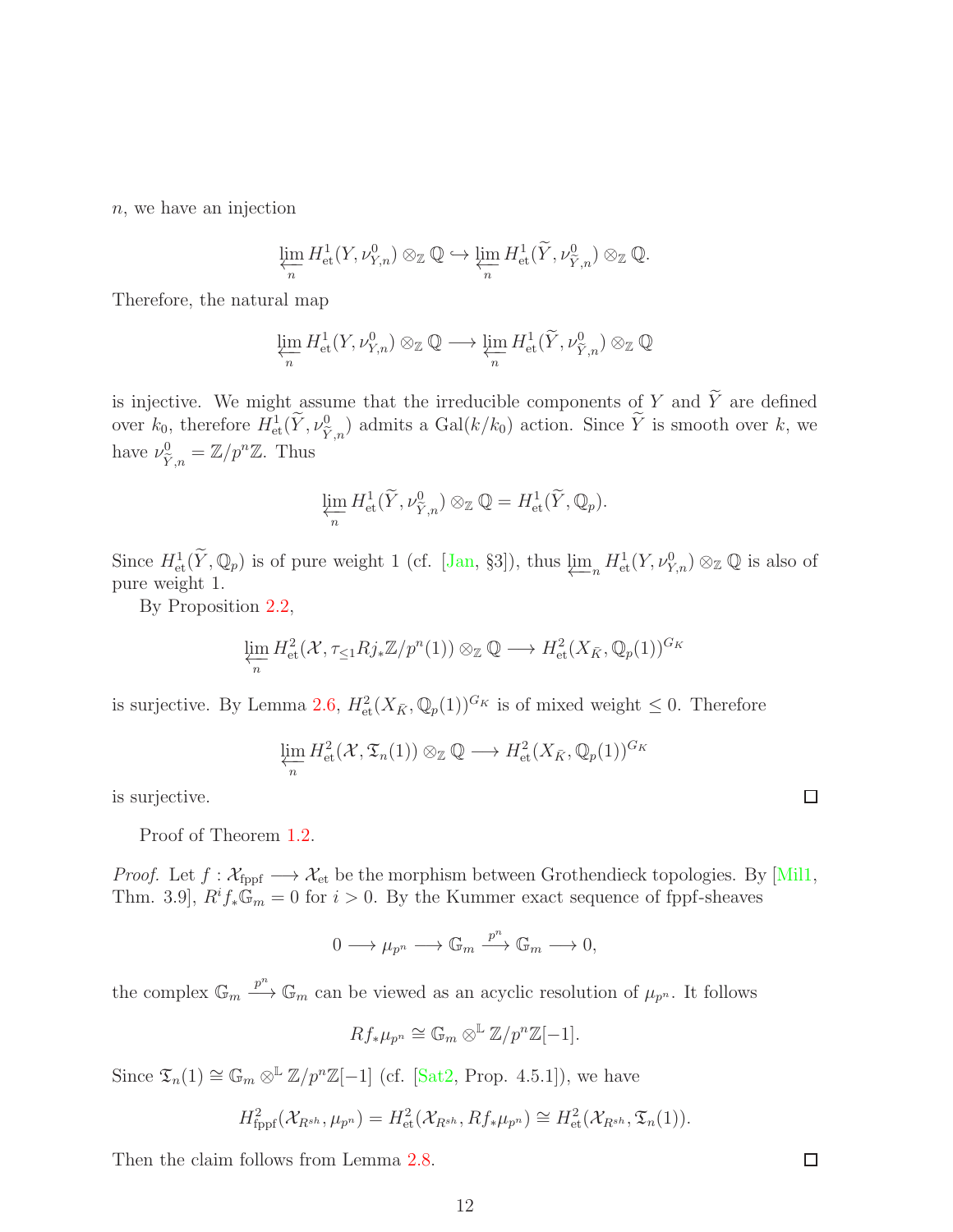$n$, we have an injection

$$\varprojlim_n H^1_{\text{et}}(Y, \nu^0_{Y,n}) \otimes_{\mathbb{Z}} \mathbb{Q} \hookrightarrow \varprojlim_n H^1_{\text{et}}(\widetilde{Y}, \nu^0_{\widetilde{Y},n}) \otimes_{\mathbb{Z}} \mathbb{Q}.$$

Therefore, the natural map

$$\varprojlim_n H^1_{\text{et}}(Y, \nu^0_{Y,n}) \otimes_{\mathbb{Z}} \mathbb{Q} \longrightarrow \varprojlim_n H^1_{\text{et}}(\widetilde{Y}, \nu^0_{\widetilde{Y},n}) \otimes_{\mathbb{Z}} \mathbb{Q}$$

is injective. We might assume that the irreducible components of $Y$ and $\widetilde{Y}$ are defined over $k_0$, therefore $H^1_{\text{et}}(\widetilde{Y}, \nu^0_{\widetilde{Y},n})$ admits a $\text{Gal}(k/k_0)$ action. Since $\widetilde{Y}$ is smooth over $k$, we have $\nu^0_{\widetilde{Y},n} = \mathbb{Z}/p^n\mathbb{Z}$. Thus

$$\varprojlim_n H^1_{\text{et}}(\widetilde{Y}, \nu^0_{\widetilde{Y},n}) \otimes_{\mathbb{Z}} \mathbb{Q} = H^1_{\text{et}}(\widetilde{Y}, \mathbb{Q}_p).$$

Since $H^1_{\text{et}}(\widetilde{Y}, \mathbb{Q}_p)$ is of pure weight 1 (cf. [Jan, §3]), thus $\varprojlim_n H^1_{\text{et}}(Y, \nu^0_{Y,n}) \otimes_{\mathbb{Z}} \mathbb{Q}$ is also of pure weight 1.

By Proposition 2.2,

$$\varprojlim_n H^2_{\text{et}}(\mathcal{X}, \tau_{\leq 1} Rj_* \mathbb{Z}/p^n(1)) \otimes_{\mathbb{Z}} \mathbb{Q} \longrightarrow H^2_{\text{et}}(X_{\bar{K}}, \mathbb{Q}_p(1))^{G_K}$$

is surjective. By Lemma 2.6, $H^2_{\text{et}}(X_{\bar{K}}, \mathbb{Q}_p(1))^{G_K}$ is of mixed weight $\leq 0$. Therefore

$$\varprojlim_n H^2_{\text{et}}(\mathcal{X}, \mathfrak{T}_n(1)) \otimes_{\mathbb{Z}} \mathbb{Q} \longrightarrow H^2_{\text{et}}(X_{\bar{K}}, \mathbb{Q}_p(1))^{G_K}$$

is surjective. □

Proof of Theorem 1.2.

*Proof.* Let $f : \mathcal{X}_{\text{fppf}} \longrightarrow \mathcal{X}_{\text{et}}$ be the morphism between Grothendieck topologies. By [Mil1, Thm. 3.9], $R^i f_* \mathbb{G}_m = 0$ for $i > 0$. By the Kummer exact sequence of fppf-sheaves

$$0 \longrightarrow \mu_{p^n} \longrightarrow \mathbb{G}_m \xrightarrow{p^n} \mathbb{G}_m \longrightarrow 0,$$

the complex $\mathbb{G}_m \xrightarrow{p^n} \mathbb{G}_m$ can be viewed as an acyclic resolution of $\mu_{p^n}$. It follows

$$Rf_* \mu_{p^n} \cong \mathbb{G}_m \otimes^{\mathbb{L}} \mathbb{Z}/p^n\mathbb{Z}[-1].$$

Since $\mathfrak{T}_n(1) \cong \mathbb{G}_m \otimes^{\mathbb{L}} \mathbb{Z}/p^n\mathbb{Z}[-1]$ (cf. [Sat2, Prop. 4.5.1]), we have

$$H^2_{\text{fppf}}(\mathcal{X}_{R^{sh}}, \mu_{p^n}) = H^2_{\text{et}}(\mathcal{X}_{R^{sh}}, Rf_* \mu_{p^n}) \cong H^2_{\text{et}}(\mathcal{X}_{R^{sh}}, \mathfrak{T}_n(1)).$$

Then the claim follows from Lemma 2.8. □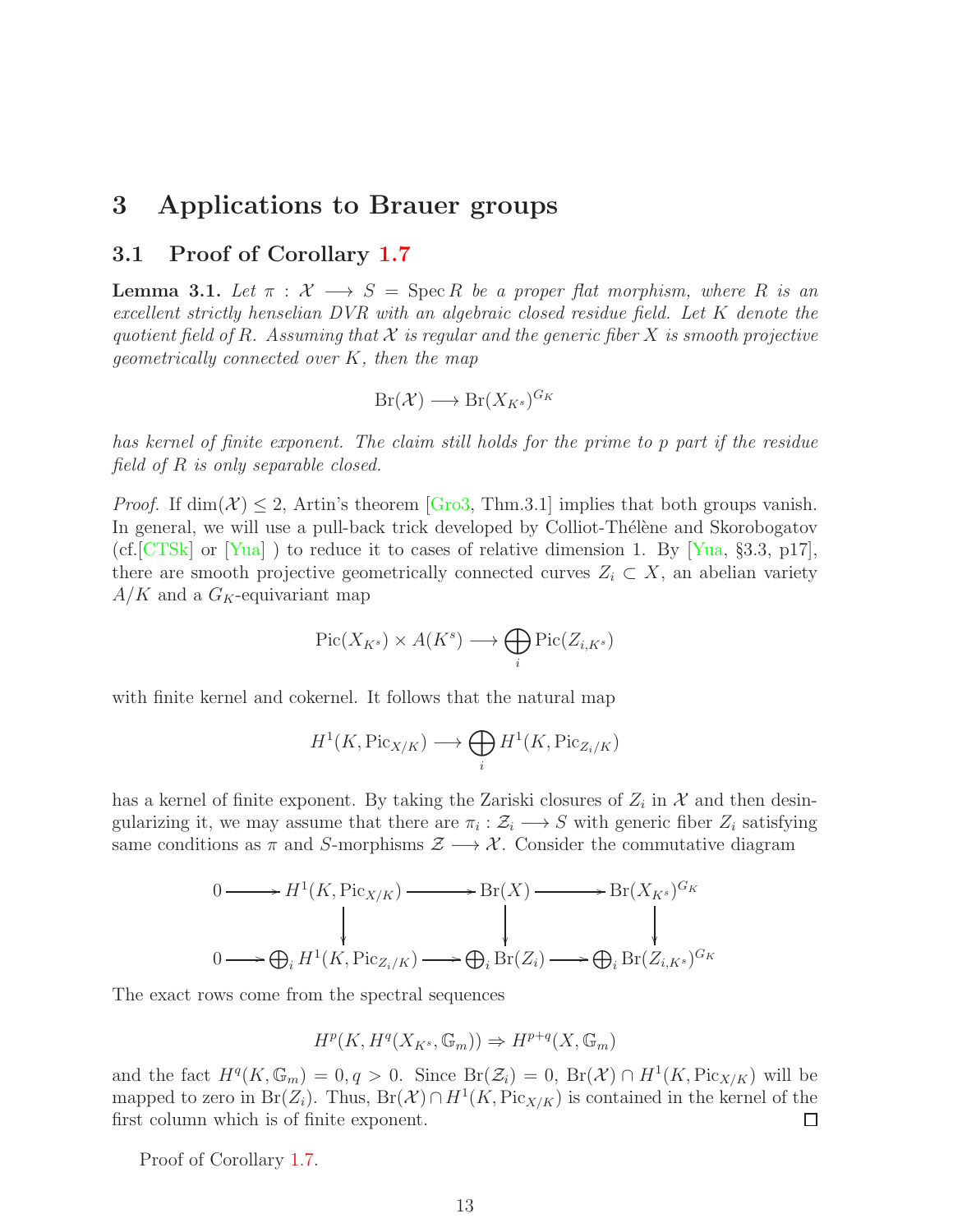# 3 Applications to Brauer groups

## 3.1 Proof of Corollary 1.7

**Lemma 3.1.** *Let $\pi : \mathcal{X} \longrightarrow S = \operatorname{Spec} R$ be a proper flat morphism, where $R$ is an excellent strictly henselian DVR with an algebraic closed residue field. Let $K$ denote the quotient field of $R$. Assuming that $\mathcal{X}$ is regular and the generic fiber $X$ is smooth projective geometrically connected over $K$, then the map*

$$\operatorname{Br}(\mathcal{X}) \longrightarrow \operatorname{Br}(X_{K^s})^{G_K}$$

*has kernel of finite exponent. The claim still holds for the prime to $p$ part if the residue field of $R$ is only separable closed.*

*Proof.* If $\dim(\mathcal{X}) \leq 2$, Artin's theorem [Gro3, Thm.3.1] implies that both groups vanish. In general, we will use a pull-back trick developed by Colliot-Thélène and Skorobogatov (cf.[CTSk] or [Yua] ) to reduce it to cases of relative dimension 1. By [Yua, §3.3, p17], there are smooth projective geometrically connected curves $Z_i \subset X$, an abelian variety $A/K$ and a $G_K$-equivariant map

$$\operatorname{Pic}(X_{K^s}) \times A(K^s) \longrightarrow \bigoplus_i \operatorname{Pic}(Z_{i,K^s})$$

with finite kernel and cokernel. It follows that the natural map

$$H^1(K, \operatorname{Pic}_{X/K}) \longrightarrow \bigoplus_i H^1(K, \operatorname{Pic}_{Z_i/K})$$

has a kernel of finite exponent. By taking the Zariski closures of $Z_i$ in $\mathcal{X}$ and then desingularizing it, we may assume that there are $\pi_i : \mathcal{Z}_i \longrightarrow S$ with generic fiber $Z_i$ satisfying same conditions as $\pi$ and $S$-morphisms $\mathcal{Z} \longrightarrow \mathcal{X}$. Consider the commutative diagram

$$\begin{array}{ccccccc}
0 & \longrightarrow & H^1(K, \operatorname{Pic}_{X/K}) & \longrightarrow & \operatorname{Br}(X) & \longrightarrow & \operatorname{Br}(X_{K^s})^{G_K} \\
 & & \downarrow & & \downarrow & & \downarrow \\
0 & \longrightarrow & \bigoplus_i H^1(K, \operatorname{Pic}_{Z_i/K}) & \longrightarrow & \bigoplus_i \operatorname{Br}(Z_i) & \longrightarrow & \bigoplus_i \operatorname{Br}(Z_{i,K^s})^{G_K}
\end{array}$$

The exact rows come from the spectral sequences

$$H^p(K, H^q(X_{K^s}, \mathbb{G}_m)) \Rightarrow H^{p+q}(X, \mathbb{G}_m)$$

and the fact $H^q(K, \mathbb{G}_m) = 0, q > 0$. Since $\operatorname{Br}(\mathcal{Z}_i) = 0$, $\operatorname{Br}(\mathcal{X}) \cap H^1(K, \operatorname{Pic}_{X/K})$ will be mapped to zero in $\operatorname{Br}(Z_i)$. Thus, $\operatorname{Br}(\mathcal{X}) \cap H^1(K, \operatorname{Pic}_{X/K})$ is contained in the kernel of the first column which is of finite exponent. □

Proof of Corollary 1.7.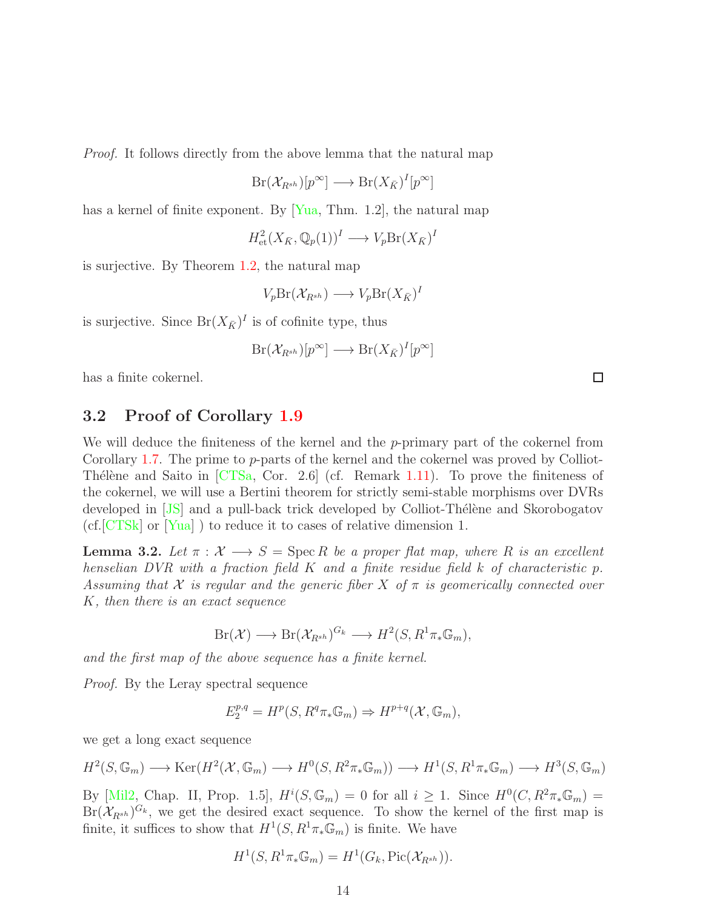*Proof.* It follows directly from the above lemma that the natural map

$$\mathrm{Br}(\mathcal{X}_{R^{sh}})[p^\infty] \longrightarrow \mathrm{Br}(X_{\bar{K}})^I[p^\infty]$$

has a kernel of finite exponent. By [Yua, Thm. 1.2], the natural map

$$H^2_{\text{et}}(X_{\bar{K}}, \mathbb{Q}_p(1))^I \longrightarrow V_p\mathrm{Br}(X_{\bar{K}})^I$$

is surjective. By Theorem 1.2, the natural map

$$V_p\mathrm{Br}(\mathcal{X}_{R^{sh}}) \longrightarrow V_p\mathrm{Br}(X_{\bar{K}})^I$$

is surjective. Since $\mathrm{Br}(X_{\bar{K}})^I$ is of cofinite type, thus

$$\mathrm{Br}(\mathcal{X}_{R^{sh}})[p^\infty] \longrightarrow \mathrm{Br}(X_{\bar{K}})^I[p^\infty]$$

has a finite cokernel. □

## 3.2 Proof of Corollary 1.9

We will deduce the finiteness of the kernel and the $p$-primary part of the cokernel from Corollary 1.7. The prime to $p$-parts of the kernel and the cokernel was proved by Colliot-Thélène and Saito in [CTSa, Cor. 2.6] (cf. Remark 1.11). To prove the finiteness of the cokernel, we will use a Bertini theorem for strictly semi-stable morphisms over DVRs developed in [JS] and a pull-back trick developed by Colliot-Thélène and Skorobogatov (cf.[CTSk] or [Yua] ) to reduce it to cases of relative dimension 1.

**Lemma 3.2.** *Let $\pi : \mathcal{X} \longrightarrow S = \operatorname{Spec} R$ be a proper flat map, where $R$ is an excellent henselian DVR with a fraction field $K$ and a finite residue field $k$ of characteristic $p$. Assuming that $\mathcal{X}$ is regular and the generic fiber $X$ of $\pi$ is geomerically connected over $K$, then there is an exact sequence*

$$\mathrm{Br}(\mathcal{X}) \longrightarrow \mathrm{Br}(\mathcal{X}_{R^{sh}})^{G_k} \longrightarrow H^2(S, R^1\pi_*\mathbb{G}_m),$$

*and the first map of the above sequence has a finite kernel.*

*Proof.* By the Leray spectral sequence

$$E_2^{p,q} = H^p(S, R^q\pi_*\mathbb{G}_m) \Rightarrow H^{p+q}(\mathcal{X}, \mathbb{G}_m),$$

we get a long exact sequence

$$H^2(S, \mathbb{G}_m) \longrightarrow \mathrm{Ker}(H^2(\mathcal{X}, \mathbb{G}_m) \longrightarrow H^0(S, R^2\pi_*\mathbb{G}_m)) \longrightarrow H^1(S, R^1\pi_*\mathbb{G}_m) \longrightarrow H^3(S, \mathbb{G}_m)$$

By [Mil2, Chap. II, Prop. 1.5], $H^i(S, \mathbb{G}_m) = 0$ for all $i \geq 1$. Since $H^0(C, R^2\pi_*\mathbb{G}_m) = \mathrm{Br}(\mathcal{X}_{R^{sh}})^{G_k}$, we get the desired exact sequence. To show the kernel of the first map is finite, it suffices to show that $H^1(S, R^1\pi_*\mathbb{G}_m)$ is finite. We have

$$H^1(S, R^1\pi_*\mathbb{G}_m) = H^1(G_k, \mathrm{Pic}(\mathcal{X}_{R^{sh}})).$$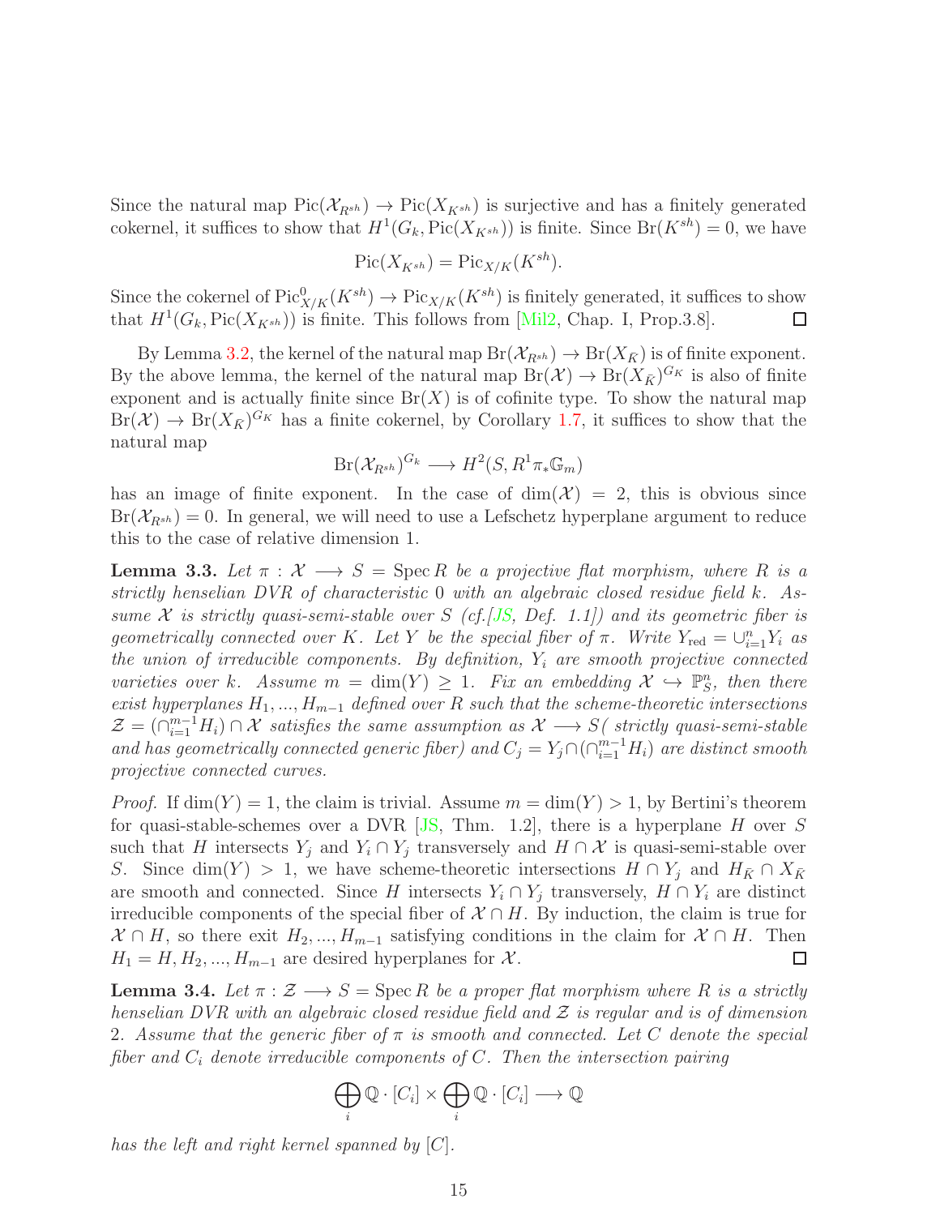Since the natural map $\mathrm{Pic}(\mathcal{X}_{R^{sh}}) \to \mathrm{Pic}(X_{K^{sh}})$ is surjective and has a finitely generated cokernel, it suffices to show that $H^1(G_k, \mathrm{Pic}(X_{K^{sh}}))$ is finite. Since $\mathrm{Br}(K^{sh}) = 0$, we have

$$\mathrm{Pic}(X_{K^{sh}}) = \mathrm{Pic}_{X/K}(K^{sh}).$$

Since the cokernel of $\mathrm{Pic}^0_{X/K}(K^{sh}) \to \mathrm{Pic}_{X/K}(K^{sh})$ is finitely generated, it suffices to show that $H^1(G_k, \mathrm{Pic}(X_{K^{sh}}))$ is finite. This follows from [Mil2, Chap. I, Prop.3.8]. □

By Lemma 3.2, the kernel of the natural map $\mathrm{Br}(\mathcal{X}_{R^{sh}}) \to \mathrm{Br}(X_{\bar{K}})$ is of finite exponent. By the above lemma, the kernel of the natural map $\mathrm{Br}(\mathcal{X}) \to \mathrm{Br}(X_{\bar{K}})^{G_K}$ is also of finite exponent and is actually finite since $\mathrm{Br}(X)$ is of cofinite type. To show the natural map $\mathrm{Br}(\mathcal{X}) \to \mathrm{Br}(X_{\bar{K}})^{G_K}$ has a finite cokernel, by Corollary 1.7, it suffices to show that the natural map

$$\mathrm{Br}(\mathcal{X}_{R^{sh}})^{G_k} \longrightarrow H^2(S, R^1\pi_*\mathbb{G}_m)$$

has an image of finite exponent. In the case of $\dim(\mathcal{X}) = 2$, this is obvious since $\mathrm{Br}(\mathcal{X}_{R^{sh}}) = 0$. In general, we will need to use a Lefschetz hyperplane argument to reduce this to the case of relative dimension 1.

**Lemma 3.3.** *Let $\pi : \mathcal{X} \longrightarrow S = \mathrm{Spec}\, R$ be a projective flat morphism, where $R$ is a strictly henselian DVR of characteristic 0 with an algebraic closed residue field $k$. Assume $\mathcal{X}$ is strictly quasi-semi-stable over $S$ (cf.[JS, Def. 1.1]) and its geometric fiber is geometrically connected over $K$. Let $Y$ be the special fiber of $\pi$. Write $Y_{\mathrm{red}} = \cup_{i=1}^n Y_i$ as the union of irreducible components. By definition, $Y_i$ are smooth projective connected varieties over $k$. Assume $m = \dim(Y) \geq 1$. Fix an embedding $\mathcal{X} \hookrightarrow \mathbb{P}^n_S$, then there exist hyperplanes $H_1, ..., H_{m-1}$ defined over $R$ such that the scheme-theoretic intersections $\mathcal{Z} = (\cap_{i=1}^{m-1} H_i) \cap \mathcal{X}$ satisfies the same assumption as $\mathcal{X} \longrightarrow S$( strictly quasi-semi-stable and has geometrically connected generic fiber) and $C_j = Y_j \cap (\cap_{i=1}^{m-1} H_i)$ are distinct smooth projective connected curves.*

*Proof.* If $\dim(Y) = 1$, the claim is trivial. Assume $m = \dim(Y) > 1$, by Bertini's theorem for quasi-stable-schemes over a DVR [JS, Thm. 1.2], there is a hyperplane $H$ over $S$ such that $H$ intersects $Y_j$ and $Y_i \cap Y_j$ transversely and $H \cap \mathcal{X}$ is quasi-semi-stable over $S$. Since $\dim(Y) > 1$, we have scheme-theoretic intersections $H \cap Y_j$ and $H_{\bar{K}} \cap X_{\bar{K}}$ are smooth and connected. Since $H$ intersects $Y_i \cap Y_j$ transversely, $H \cap Y_i$ are distinct irreducible components of the special fiber of $\mathcal{X} \cap H$. By induction, the claim is true for $\mathcal{X} \cap H$, so there exit $H_2, ..., H_{m-1}$ satisfying conditions in the claim for $\mathcal{X} \cap H$. Then $H_1 = H, H_2, ..., H_{m-1}$ are desired hyperplanes for $\mathcal{X}$. □

**Lemma 3.4.** *Let $\pi : \mathcal{Z} \longrightarrow S = \mathrm{Spec}\, R$ be a proper flat morphism where $R$ is a strictly henselian DVR with an algebraic closed residue field and $\mathcal{Z}$ is regular and is of dimension 2. Assume that the generic fiber of $\pi$ is smooth and connected. Let $C$ denote the special fiber and $C_i$ denote irreducible components of $C$. Then the intersection pairing*

$$\bigoplus_i \mathbb{Q} \cdot [C_i] \times \bigoplus_i \mathbb{Q} \cdot [C_i] \longrightarrow \mathbb{Q}$$

*has the left and right kernel spanned by $[C]$.*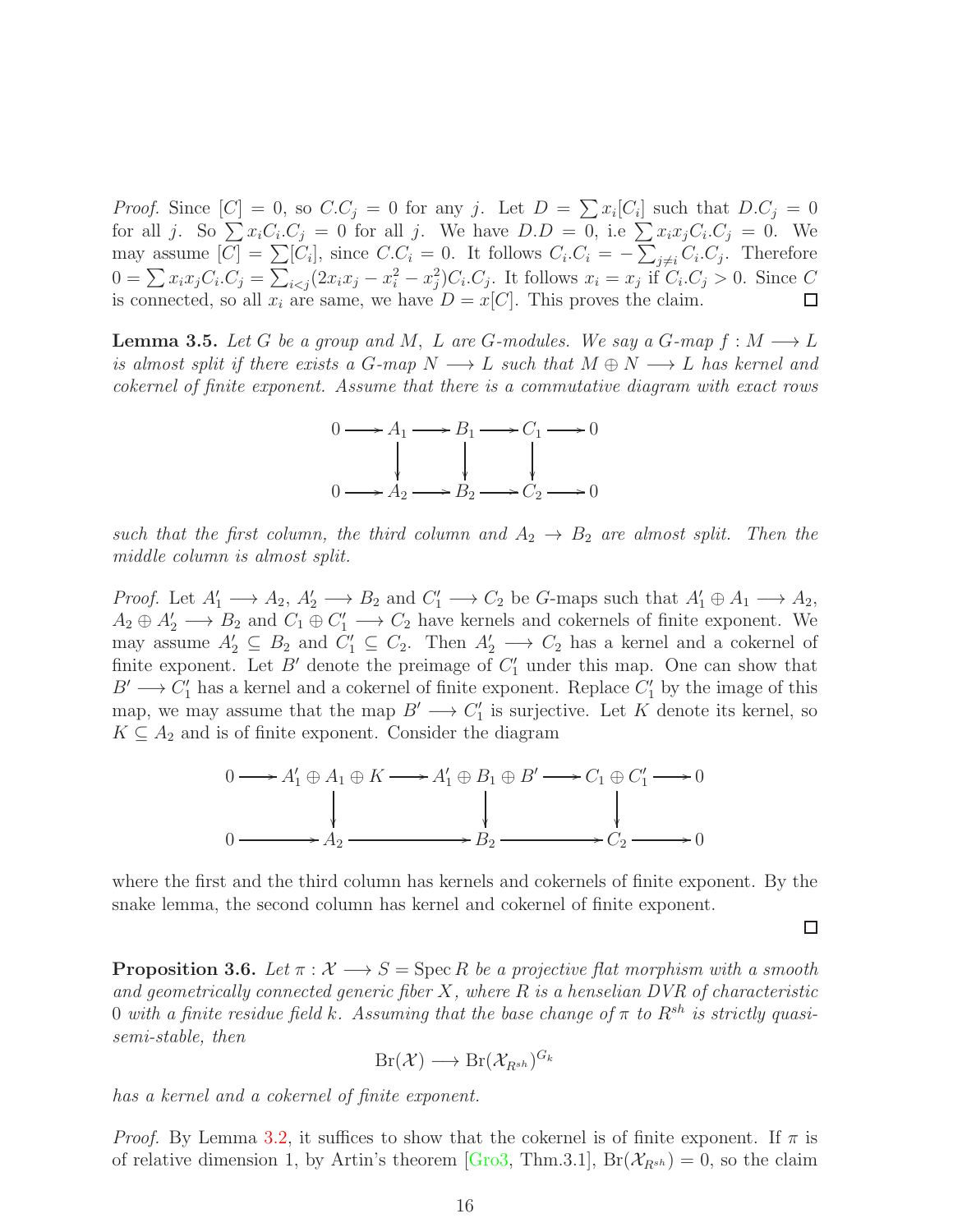*Proof.* Since $[C] = 0$, so $C.C_j = 0$ for any $j$. Let $D = \sum x_i[C_i]$ such that $D.C_j = 0$ for all $j$. So $\sum x_i C_i.C_j = 0$ for all $j$. We have $D.D = 0$, i.e $\sum x_i x_j C_i.C_j = 0$. We may assume $[C] = \sum [C_i]$, since $C.C_i = 0$. It follows $C_i.C_i = -\sum_{j \neq i} C_i.C_j$. Therefore $0 = \sum x_i x_j C_i.C_j = \sum_{i<j}(2x_i x_j - x_i^2 - x_j^2)C_i.C_j$. It follows $x_i = x_j$ if $C_i.C_j > 0$. Since $C$ is connected, so all $x_i$ are same, we have $D = x[C]$. This proves the claim. □

**Lemma 3.5.** *Let $G$ be a group and $M$, $L$ are $G$-modules. We say a $G$-map $f : M \longrightarrow L$ is almost split if there exists a $G$-map $N \longrightarrow L$ such that $M \oplus N \longrightarrow L$ has kernel and cokernel of finite exponent. Assume that there is a commutative diagram with exact rows*

$$\begin{array}{ccccccccc}
0 & \longrightarrow & A_1 & \longrightarrow & B_1 & \longrightarrow & C_1 & \longrightarrow & 0 \\
 & & \downarrow & & \downarrow & & \downarrow & & \\
0 & \longrightarrow & A_2 & \longrightarrow & B_2 & \longrightarrow & C_2 & \longrightarrow & 0
\end{array}$$

*such that the first column, the third column and $A_2 \to B_2$ are almost split. Then the middle column is almost split.*

*Proof.* Let $A_1' \longrightarrow A_2$, $A_2' \longrightarrow B_2$ and $C_1' \longrightarrow C_2$ be $G$-maps such that $A_1' \oplus A_1 \longrightarrow A_2$, $A_2 \oplus A_2' \longrightarrow B_2$ and $C_1 \oplus C_1' \longrightarrow C_2$ have kernels and cokernels of finite exponent. We may assume $A_2' \subseteq B_2$ and $C_1' \subseteq C_2$. Then $A_2' \longrightarrow C_2$ has a kernel and a cokernel of finite exponent. Let $B'$ denote the preimage of $C_1'$ under this map. One can show that $B' \longrightarrow C_1'$ has a kernel and a cokernel of finite exponent. Replace $C_1'$ by the image of this map, we may assume that the map $B' \longrightarrow C_1'$ is surjective. Let $K$ denote its kernel, so $K \subseteq A_2$ and is of finite exponent. Consider the diagram

$$\begin{array}{ccccccccc}
0 & \longrightarrow & A_1' \oplus A_1 \oplus K & \longrightarrow & A_1' \oplus B_1 \oplus B' & \longrightarrow & C_1 \oplus C_1' & \longrightarrow & 0 \\
 & & \downarrow & & \downarrow & & \downarrow & & \\
0 & \longrightarrow & A_2 & \longrightarrow & B_2 & \longrightarrow & C_2 & \longrightarrow & 0
\end{array}$$

where the first and the third column has kernels and cokernels of finite exponent. By the snake lemma, the second column has kernel and cokernel of finite exponent. □

**Proposition 3.6.** *Let $\pi : \mathcal{X} \longrightarrow S = \operatorname{Spec} R$ be a projective flat morphism with a smooth and geometrically connected generic fiber $X$, where $R$ is a henselian DVR of characteristic 0 with a finite residue field $k$. Assuming that the base change of $\pi$ to $R^{sh}$ is strictly quasi-semi-stable, then*

$$\operatorname{Br}(\mathcal{X}) \longrightarrow \operatorname{Br}(\mathcal{X}_{R^{sh}})^{G_k}$$

*has a kernel and a cokernel of finite exponent.*

*Proof.* By Lemma 3.2, it suffices to show that the cokernel is of finite exponent. If $\pi$ is of relative dimension 1, by Artin's theorem [Gro3, Thm.3.1], $\operatorname{Br}(\mathcal{X}_{R^{sh}}) = 0$, so the claim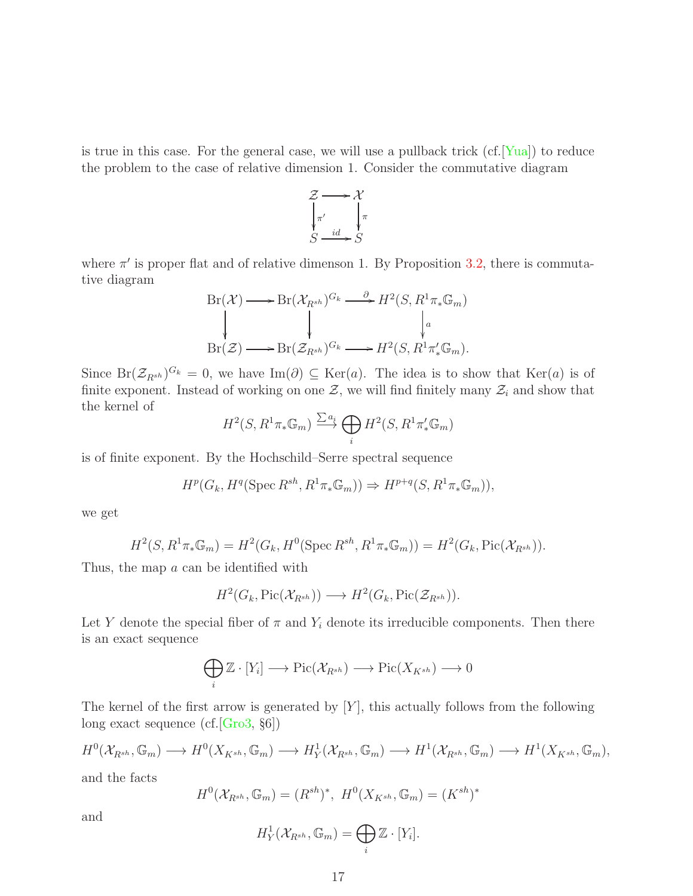is true in this case. For the general case, we will use a pullback trick (cf.[Yua]) to reduce the problem to the case of relative dimension 1. Consider the commutative diagram

$$\begin{array}{ccc} \mathcal{Z} & \longrightarrow & \mathcal{X} \\ \downarrow{\scriptstyle \pi'} & & \downarrow{\scriptstyle \pi} \\ S & \xrightarrow{id} & S \end{array}$$

where $\pi'$ is proper flat and of relative dimenson 1. By Proposition 3.2, there is commutative diagram

$$\begin{array}{ccccc} \mathrm{Br}(\mathcal{X}) & \longrightarrow & \mathrm{Br}(\mathcal{X}_{R^{sh}})^{G_k} & \xrightarrow{\partial} & H^2(S, R^1\pi_*\mathbb{G}_m) \\ \downarrow & & \downarrow & & \downarrow{\scriptstyle a} \\ \mathrm{Br}(\mathcal{Z}) & \longrightarrow & \mathrm{Br}(\mathcal{Z}_{R^{sh}})^{G_k} & \longrightarrow & H^2(S, R^1\pi'_*\mathbb{G}_m). \end{array}$$

Since $\mathrm{Br}(\mathcal{Z}_{R^{sh}})^{G_k} = 0$, we have $\mathrm{Im}(\partial) \subseteq \mathrm{Ker}(a)$. The idea is to show that $\mathrm{Ker}(a)$ is of finite exponent. Instead of working on one $\mathcal{Z}$, we will find finitely many $\mathcal{Z}_i$ and show that the kernel of

$$H^2(S, R^1\pi_*\mathbb{G}_m) \xrightarrow{\sum a_i} \bigoplus_i H^2(S, R^1\pi'_*\mathbb{G}_m)$$

is of finite exponent. By the Hochschild–Serre spectral sequence

$$H^p(G_k, H^q(\operatorname{Spec} R^{sh}, R^1\pi_*\mathbb{G}_m)) \Rightarrow H^{p+q}(S, R^1\pi_*\mathbb{G}_m)),$$

we get

$$H^2(S, R^1\pi_*\mathbb{G}_m) = H^2(G_k, H^0(\operatorname{Spec} R^{sh}, R^1\pi_*\mathbb{G}_m)) = H^2(G_k, \mathrm{Pic}(\mathcal{X}_{R^{sh}})).$$

Thus, the map $a$ can be identified with

$$H^2(G_k, \mathrm{Pic}(\mathcal{X}_{R^{sh}})) \longrightarrow H^2(G_k, \mathrm{Pic}(\mathcal{Z}_{R^{sh}})).$$

Let $Y$ denote the special fiber of $\pi$ and $Y_i$ denote its irreducible components. Then there is an exact sequence

$$\bigoplus_i \mathbb{Z}\cdot[Y_i] \longrightarrow \mathrm{Pic}(\mathcal{X}_{R^{sh}}) \longrightarrow \mathrm{Pic}(X_{K^{sh}}) \longrightarrow 0$$

The kernel of the first arrow is generated by $[Y]$, this actually follows from the following long exact sequence (cf.[Gro3, §6])

$$H^0(\mathcal{X}_{R^{sh}}, \mathbb{G}_m) \longrightarrow H^0(X_{K^{sh}}, \mathbb{G}_m) \longrightarrow H^1_Y(\mathcal{X}_{R^{sh}}, \mathbb{G}_m) \longrightarrow H^1(\mathcal{X}_{R^{sh}}, \mathbb{G}_m) \longrightarrow H^1(X_{K^{sh}}, \mathbb{G}_m),$$

and the facts

$$H^0(\mathcal{X}_{R^{sh}}, \mathbb{G}_m) = (R^{sh})^*, \ H^0(X_{K^{sh}}, \mathbb{G}_m) = (K^{sh})^*$$

and

$$H^1_Y(\mathcal{X}_{R^{sh}}, \mathbb{G}_m) = \bigoplus_i \mathbb{Z}\cdot[Y_i].$$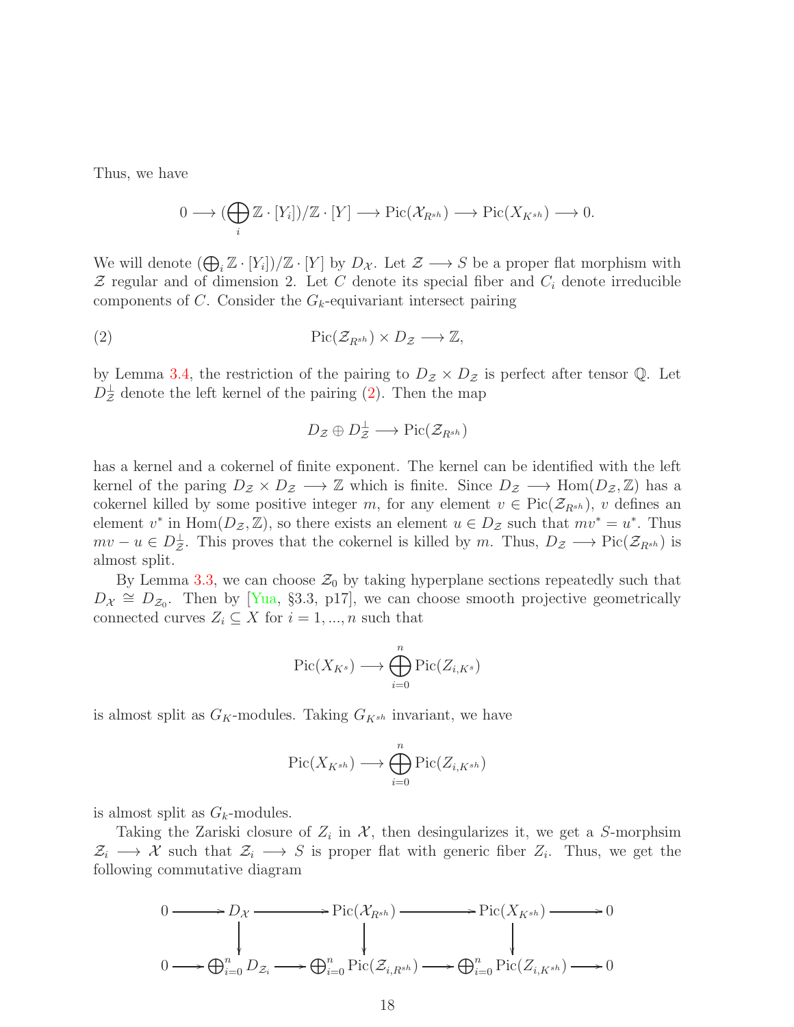Thus, we have

$$0 \longrightarrow (\bigoplus_i \mathbb{Z}\cdot [Y_i])/\mathbb{Z}\cdot [Y] \longrightarrow \mathrm{Pic}(\mathcal{X}_{R^{sh}}) \longrightarrow \mathrm{Pic}(X_{K^{sh}}) \longrightarrow 0.$$

We will denote $(\bigoplus_i \mathbb{Z}\cdot [Y_i])/\mathbb{Z}\cdot [Y]$ by $D_{\mathcal{X}}$. Let $\mathcal{Z} \longrightarrow S$ be a proper flat morphism with $\mathcal{Z}$ regular and of dimension 2. Let $C$ denote its special fiber and $C_i$ denote irreducible components of $C$. Consider the $G_k$-equivariant intersect pairing

$$\mathrm{Pic}(\mathcal{Z}_{R^{sh}}) \times D_{\mathcal{Z}} \longrightarrow \mathbb{Z}, \tag{2}$$

by Lemma 3.4, the restriction of the pairing to $D_{\mathcal{Z}} \times D_{\mathcal{Z}}$ is perfect after tensor $\mathbb{Q}$. Let $D_{\mathcal{Z}}^{\perp}$ denote the left kernel of the pairing (2). Then the map

$$D_{\mathcal{Z}} \oplus D_{\mathcal{Z}}^{\perp} \longrightarrow \mathrm{Pic}(\mathcal{Z}_{R^{sh}})$$

has a kernel and a cokernel of finite exponent. The kernel can be identified with the left kernel of the paring $D_{\mathcal{Z}} \times D_{\mathcal{Z}} \longrightarrow \mathbb{Z}$ which is finite. Since $D_{\mathcal{Z}} \longrightarrow \mathrm{Hom}(D_{\mathcal{Z}}, \mathbb{Z})$ has a cokernel killed by some positive integer $m$, for any element $v \in \mathrm{Pic}(\mathcal{Z}_{R^{sh}})$, $v$ defines an element $v^*$ in $\mathrm{Hom}(D_{\mathcal{Z}}, \mathbb{Z})$, so there exists an element $u \in D_{\mathcal{Z}}$ such that $mv^* = u^*$. Thus $mv - u \in D_{\mathcal{Z}}^{\perp}$. This proves that the cokernel is killed by $m$. Thus, $D_{\mathcal{Z}} \longrightarrow \mathrm{Pic}(\mathcal{Z}_{R^{sh}})$ is almost split.

By Lemma 3.3, we can choose $\mathcal{Z}_0$ by taking hyperplane sections repeatedly such that $D_{\mathcal{X}} \cong D_{\mathcal{Z}_0}$. Then by [Yua, §3.3, p17], we can choose smooth projective geometrically connected curves $Z_i \subseteq X$ for $i = 1, ..., n$ such that

$$\mathrm{Pic}(X_{K^s}) \longrightarrow \bigoplus_{i=0}^{n} \mathrm{Pic}(Z_{i,K^s})$$

is almost split as $G_K$-modules. Taking $G_{K^{sh}}$ invariant, we have

$$\mathrm{Pic}(X_{K^{sh}}) \longrightarrow \bigoplus_{i=0}^{n} \mathrm{Pic}(Z_{i,K^{sh}})$$

is almost split as $G_k$-modules.

Taking the Zariski closure of $Z_i$ in $\mathcal{X}$, then desingularizes it, we get a $S$-morphsim $\mathcal{Z}_i \longrightarrow \mathcal{X}$ such that $\mathcal{Z}_i \longrightarrow S$ is proper flat with generic fiber $Z_i$. Thus, we get the following commutative diagram

$$\begin{array}{ccccccccc}
0 & \longrightarrow & D_{\mathcal{X}} & \longrightarrow & \mathrm{Pic}(\mathcal{X}_{R^{sh}}) & \longrightarrow & \mathrm{Pic}(X_{K^{sh}}) & \longrightarrow & 0 \\
 & & \downarrow & & \downarrow & & \downarrow & & \\
0 & \longrightarrow & \bigoplus_{i=0}^{n} D_{\mathcal{Z}_i} & \longrightarrow & \bigoplus_{i=0}^{n} \mathrm{Pic}(\mathcal{Z}_{i,R^{sh}}) & \longrightarrow & \bigoplus_{i=0}^{n} \mathrm{Pic}(Z_{i,K^{sh}}) & \longrightarrow & 0
\end{array}$$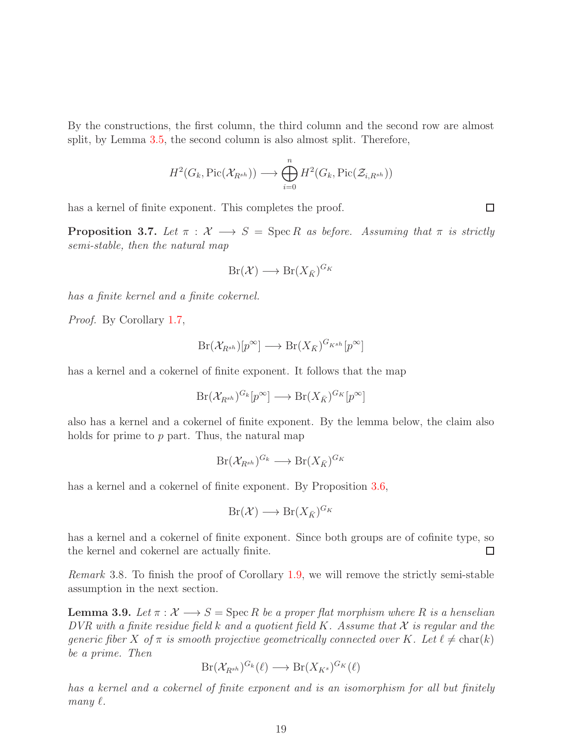By the constructions, the first column, the third column and the second row are almost split, by Lemma 3.5, the second column is also almost split. Therefore,

$$H^2(G_k, \mathrm{Pic}(\mathcal{X}_{R^{sh}})) \longrightarrow \bigoplus_{i=0}^{n} H^2(G_k, \mathrm{Pic}(\mathcal{Z}_{i,R^{sh}}))$$

has a kernel of finite exponent. This completes the proof. □

**Proposition 3.7.** *Let $\pi : \mathcal{X} \longrightarrow S = \operatorname{Spec} R$ as before. Assuming that $\pi$ is strictly semi-stable, then the natural map*

$$\mathrm{Br}(\mathcal{X}) \longrightarrow \mathrm{Br}(X_{\bar{K}})^{G_K}$$

*has a finite kernel and a finite cokernel.*

*Proof.* By Corollary 1.7,

$$\mathrm{Br}(\mathcal{X}_{R^{sh}})[p^\infty] \longrightarrow \mathrm{Br}(X_{\bar{K}})^{G_{K^{sh}}}[p^\infty]$$

has a kernel and a cokernel of finite exponent. It follows that the map

$$\mathrm{Br}(\mathcal{X}_{R^{sh}})^{G_k}[p^\infty] \longrightarrow \mathrm{Br}(X_{\bar{K}})^{G_K}[p^\infty]$$

also has a kernel and a cokernel of finite exponent. By the lemma below, the claim also holds for prime to $p$ part. Thus, the natural map

$$\mathrm{Br}(\mathcal{X}_{R^{sh}})^{G_k} \longrightarrow \mathrm{Br}(X_{\bar{K}})^{G_K}$$

has a kernel and a cokernel of finite exponent. By Proposition 3.6,

$$\mathrm{Br}(\mathcal{X}) \longrightarrow \mathrm{Br}(X_{\bar{K}})^{G_K}$$

has a kernel and a cokernel of finite exponent. Since both groups are of cofinite type, so the kernel and cokernel are actually finite. □

*Remark* 3.8. To finish the proof of Corollary 1.9, we will remove the strictly semi-stable assumption in the next section.

**Lemma 3.9.** *Let $\pi : \mathcal{X} \longrightarrow S = \operatorname{Spec} R$ be a proper flat morphism where $R$ is a henselian DVR with a finite residue field $k$ and a quotient field $K$. Assume that $\mathcal{X}$ is regular and the generic fiber $X$ of $\pi$ is smooth projective geometrically connected over $K$. Let $\ell \neq \mathrm{char}(k)$ be a prime. Then*

$$\mathrm{Br}(\mathcal{X}_{R^{sh}})^{G_k}(\ell) \longrightarrow \mathrm{Br}(X_{K^s})^{G_K}(\ell)$$

*has a kernel and a cokernel of finite exponent and is an isomorphism for all but finitely many $\ell$.*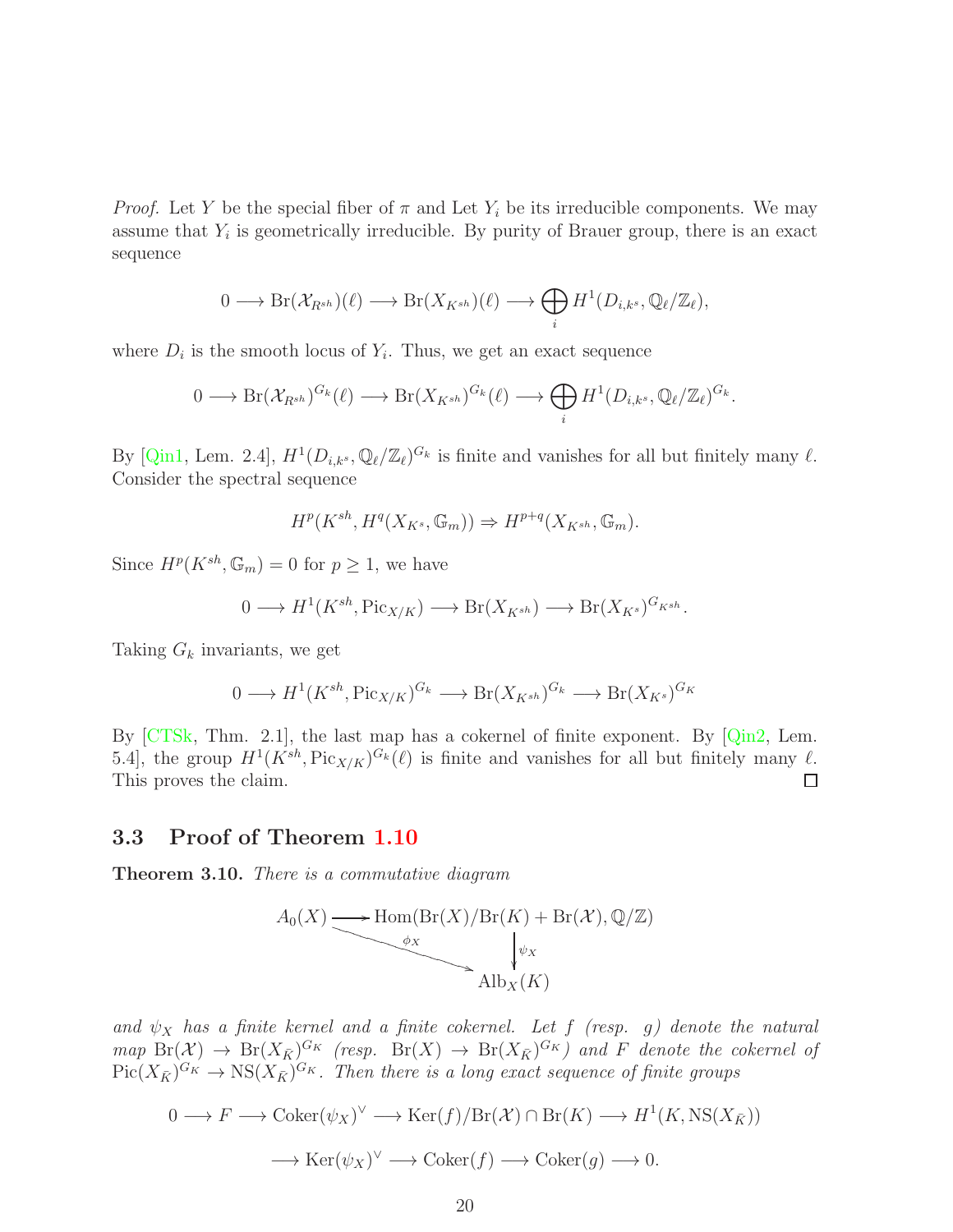*Proof.* Let $Y$ be the special fiber of $\pi$ and Let $Y_i$ be its irreducible components. We may assume that $Y_i$ is geometrically irreducible. By purity of Brauer group, there is an exact sequence

$$0 \longrightarrow \mathrm{Br}(\mathcal{X}_{R^{sh}})(\ell) \longrightarrow \mathrm{Br}(X_{K^{sh}})(\ell) \longrightarrow \bigoplus_i H^1(D_{i,k^s}, \mathbb{Q}_\ell/\mathbb{Z}_\ell),$$

where $D_i$ is the smooth locus of $Y_i$. Thus, we get an exact sequence

$$0 \longrightarrow \mathrm{Br}(\mathcal{X}_{R^{sh}})^{G_k}(\ell) \longrightarrow \mathrm{Br}(X_{K^{sh}})^{G_k}(\ell) \longrightarrow \bigoplus_i H^1(D_{i,k^s}, \mathbb{Q}_\ell/\mathbb{Z}_\ell)^{G_k}.$$

By [Qin1, Lem. 2.4], $H^1(D_{i,k^s}, \mathbb{Q}_\ell/\mathbb{Z}_\ell)^{G_k}$ is finite and vanishes for all but finitely many $\ell$. Consider the spectral sequence

$$H^p(K^{sh}, H^q(X_{K^s}, \mathbb{G}_m)) \Rightarrow H^{p+q}(X_{K^{sh}}, \mathbb{G}_m).$$

Since $H^p(K^{sh}, \mathbb{G}_m) = 0$ for $p \geq 1$, we have

$$0 \longrightarrow H^1(K^{sh}, \mathrm{Pic}_{X/K}) \longrightarrow \mathrm{Br}(X_{K^{sh}}) \longrightarrow \mathrm{Br}(X_{K^s})^{G_{K^{sh}}}.$$

Taking $G_k$ invariants, we get

$$0 \longrightarrow H^1(K^{sh}, \mathrm{Pic}_{X/K})^{G_k} \longrightarrow \mathrm{Br}(X_{K^{sh}})^{G_k} \longrightarrow \mathrm{Br}(X_{K^s})^{G_K}$$

By [CTSk, Thm. 2.1], the last map has a cokernel of finite exponent. By [Qin2, Lem. 5.4], the group $H^1(K^{sh}, \mathrm{Pic}_{X/K})^{G_k}(\ell)$ is finite and vanishes for all but finitely many $\ell$. This proves the claim. □

## 3.3 Proof of Theorem 1.10

**Theorem 3.10.** *There is a commutative diagram*

$$\begin{array}{ccc} A_0(X) & \longrightarrow & \mathrm{Hom}(\mathrm{Br}(X)/\mathrm{Br}(K) + \mathrm{Br}(\mathcal{X}), \mathbb{Q}/\mathbb{Z}) \\ & \searrow^{\phi_X} & \downarrow \psi_X \\ & & \mathrm{Alb}_X(K) \end{array}$$

*and $\psi_X$ has a finite kernel and a finite cokernel. Let $f$ (resp. $g$) denote the natural map $\mathrm{Br}(\mathcal{X}) \to \mathrm{Br}(X_{\bar{K}})^{G_K}$ (resp. $\mathrm{Br}(X) \to \mathrm{Br}(X_{\bar{K}})^{G_K}$) and $F$ denote the cokernel of $\mathrm{Pic}(X_{\bar{K}})^{G_K} \to \mathrm{NS}(X_{\bar{K}})^{G_K}$. Then there is a long exact sequence of finite groups*

$$0 \longrightarrow F \longrightarrow \mathrm{Coker}(\psi_X)^\vee \longrightarrow \mathrm{Ker}(f)/\mathrm{Br}(\mathcal{X}) \cap \mathrm{Br}(K) \longrightarrow H^1(K, \mathrm{NS}(X_{\bar{K}}))$$

$$\longrightarrow \mathrm{Ker}(\psi_X)^\vee \longrightarrow \mathrm{Coker}(f) \longrightarrow \mathrm{Coker}(g) \longrightarrow 0.$$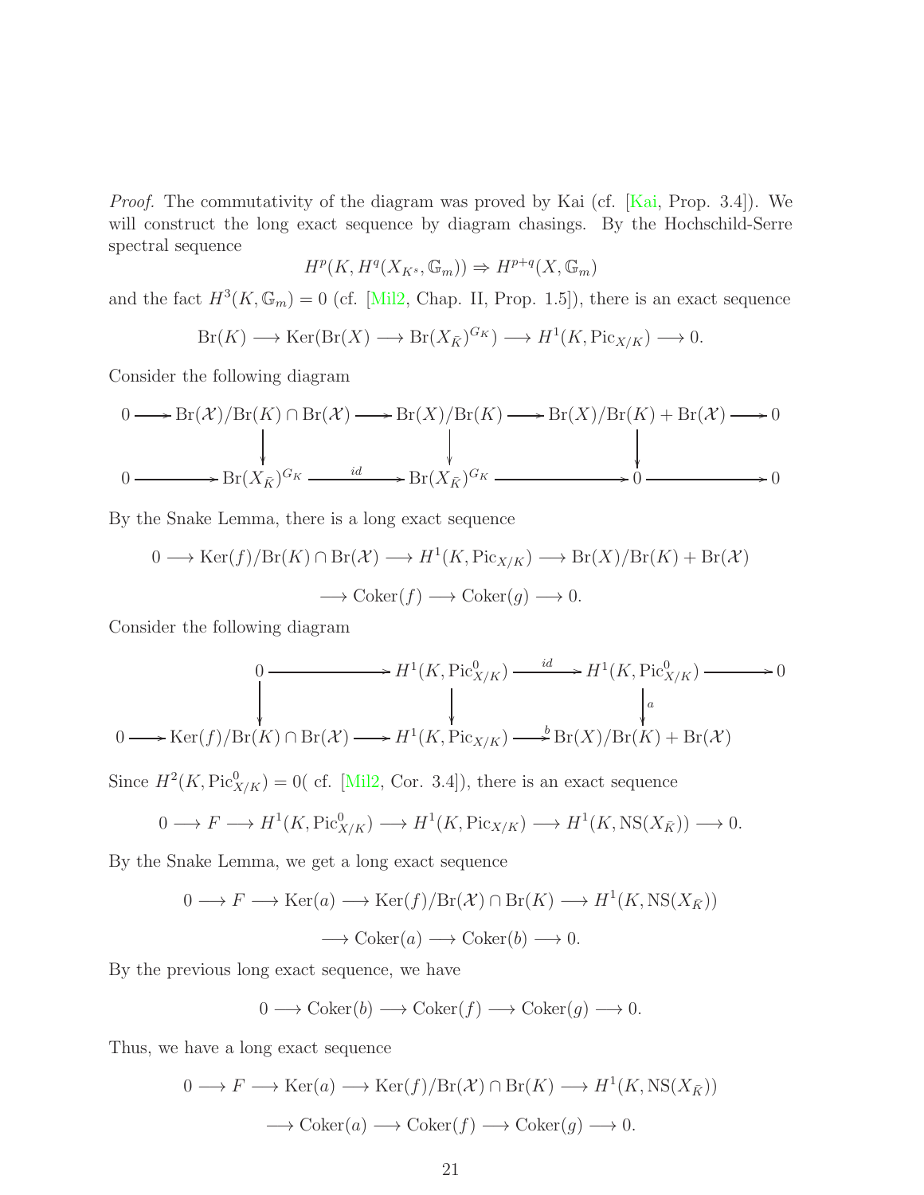*Proof.* The commutativity of the diagram was proved by Kai (cf. [Kai, Prop. 3.4]). We will construct the long exact sequence by diagram chasings. By the Hochschild-Serre spectral sequence

$$H^p(K, H^q(X_{K^s}, \mathbb{G}_m)) \Rightarrow H^{p+q}(X, \mathbb{G}_m)$$

and the fact $H^3(K, \mathbb{G}_m) = 0$ (cf. [Mil2, Chap. II, Prop. 1.5]), there is an exact sequence

$$\mathrm{Br}(K) \longrightarrow \mathrm{Ker}(\mathrm{Br}(X) \longrightarrow \mathrm{Br}(X_{\bar{K}})^{G_K}) \longrightarrow H^1(K, \mathrm{Pic}_{X/K}) \longrightarrow 0.$$

Consider the following diagram

$$\begin{array}{ccccccccc}
0 & \longrightarrow & \mathrm{Br}(\mathcal{X})/\mathrm{Br}(K) \cap \mathrm{Br}(\mathcal{X}) & \longrightarrow & \mathrm{Br}(X)/\mathrm{Br}(K) & \longrightarrow & \mathrm{Br}(X)/\mathrm{Br}(K) + \mathrm{Br}(\mathcal{X}) & \longrightarrow & 0 \\
 & & \downarrow & & \downarrow & & \downarrow & & \\
0 & \longrightarrow & \mathrm{Br}(X_{\bar{K}})^{G_K} & \xrightarrow{id} & \mathrm{Br}(X_{\bar{K}})^{G_K} & \longrightarrow & 0 & \longrightarrow & 0
\end{array}$$

By the Snake Lemma, there is a long exact sequence

$$0 \longrightarrow \mathrm{Ker}(f)/\mathrm{Br}(K) \cap \mathrm{Br}(\mathcal{X}) \longrightarrow H^1(K, \mathrm{Pic}_{X/K}) \longrightarrow \mathrm{Br}(X)/\mathrm{Br}(K) + \mathrm{Br}(\mathcal{X})$$

$$\longrightarrow \mathrm{Coker}(f) \longrightarrow \mathrm{Coker}(g) \longrightarrow 0.$$

Consider the following diagram

$$\begin{array}{ccccccc}
 & & 0 & \longrightarrow & H^1(K, \mathrm{Pic}^0_{X/K}) & \xrightarrow{id} & H^1(K, \mathrm{Pic}^0_{X/K}) & \longrightarrow 0 \\
 & & \downarrow & & \downarrow & & \downarrow a & \\
0 & \longrightarrow & \mathrm{Ker}(f)/\mathrm{Br}(K) \cap \mathrm{Br}(\mathcal{X}) & \longrightarrow & H^1(K, \mathrm{Pic}_{X/K}) & \xrightarrow{b} & \mathrm{Br}(X)/\mathrm{Br}(K) + \mathrm{Br}(\mathcal{X}) &
\end{array}$$

Since $H^2(K, \mathrm{Pic}^0_{X/K}) = 0$( cf. [Mil2, Cor. 3.4]), there is an exact sequence

$$0 \longrightarrow F \longrightarrow H^1(K, \mathrm{Pic}^0_{X/K}) \longrightarrow H^1(K, \mathrm{Pic}_{X/K}) \longrightarrow H^1(K, \mathrm{NS}(X_{\bar{K}})) \longrightarrow 0.$$

By the Snake Lemma, we get a long exact sequence

$$0 \longrightarrow F \longrightarrow \mathrm{Ker}(a) \longrightarrow \mathrm{Ker}(f)/\mathrm{Br}(\mathcal{X}) \cap \mathrm{Br}(K) \longrightarrow H^1(K, \mathrm{NS}(X_{\bar{K}}))$$

$$\longrightarrow \mathrm{Coker}(a) \longrightarrow \mathrm{Coker}(b) \longrightarrow 0.$$

By the previous long exact sequence, we have

$$0 \longrightarrow \mathrm{Coker}(b) \longrightarrow \mathrm{Coker}(f) \longrightarrow \mathrm{Coker}(g) \longrightarrow 0.$$

Thus, we have a long exact sequence

$$0 \longrightarrow F \longrightarrow \mathrm{Ker}(a) \longrightarrow \mathrm{Ker}(f)/\mathrm{Br}(\mathcal{X}) \cap \mathrm{Br}(K) \longrightarrow H^1(K, \mathrm{NS}(X_{\bar{K}}))$$

$$\longrightarrow \mathrm{Coker}(a) \longrightarrow \mathrm{Coker}(f) \longrightarrow \mathrm{Coker}(g) \longrightarrow 0.$$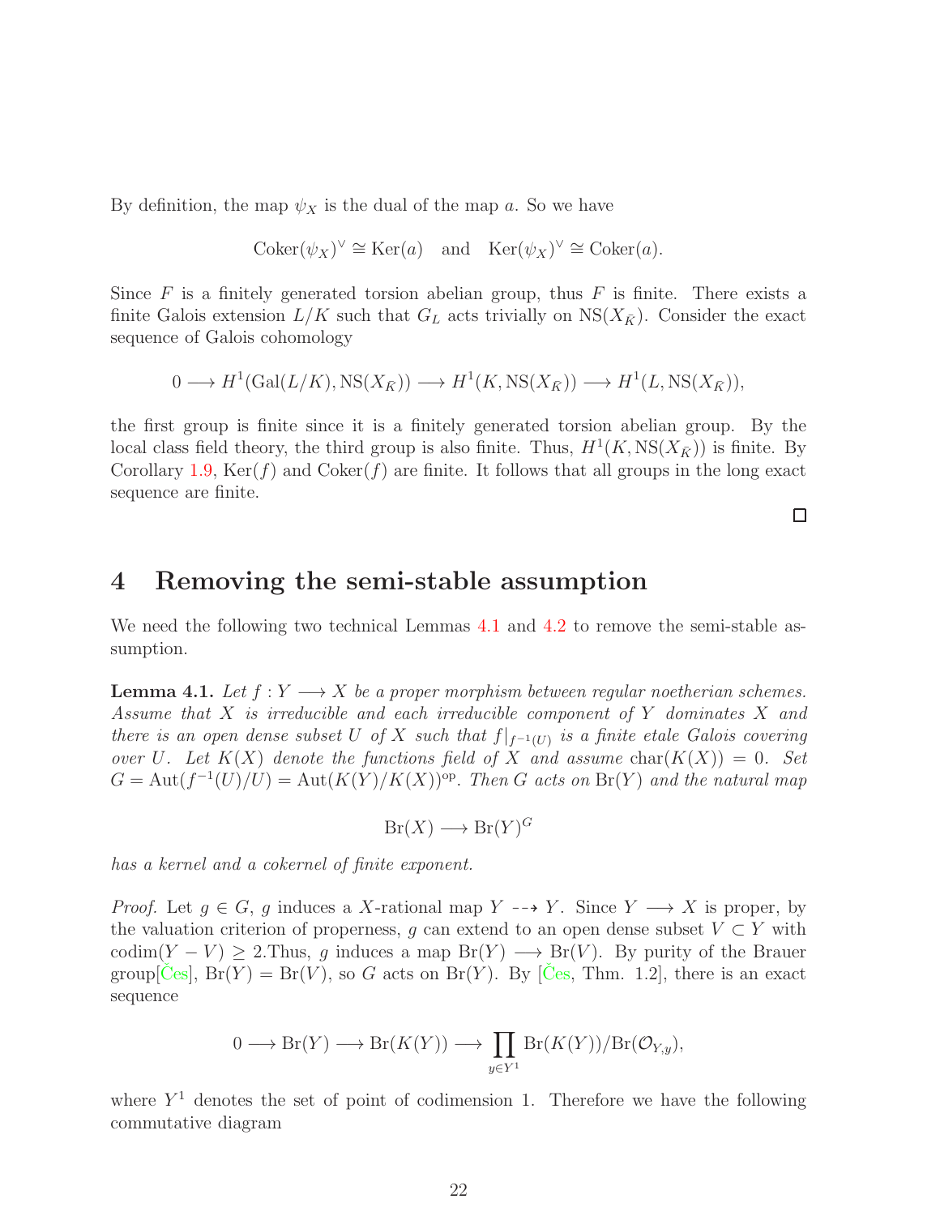By definition, the map $\psi_X$ is the dual of the map $a$. So we have

$$\mathrm{Coker}(\psi_X)^\vee \cong \mathrm{Ker}(a) \quad \text{and} \quad \mathrm{Ker}(\psi_X)^\vee \cong \mathrm{Coker}(a).$$

Since $F$ is a finitely generated torsion abelian group, thus $F$ is finite. There exists a finite Galois extension $L/K$ such that $G_L$ acts trivially on $\mathrm{NS}(X_{\bar{K}})$. Consider the exact sequence of Galois cohomology

$$0 \longrightarrow H^1(\mathrm{Gal}(L/K), \mathrm{NS}(X_{\bar{K}})) \longrightarrow H^1(K, \mathrm{NS}(X_{\bar{K}})) \longrightarrow H^1(L, \mathrm{NS}(X_{\bar{K}})),$$

the first group is finite since it is a finitely generated torsion abelian group. By the local class field theory, the third group is also finite. Thus, $H^1(K, \mathrm{NS}(X_{\bar{K}}))$ is finite. By Corollary 1.9, $\mathrm{Ker}(f)$ and $\mathrm{Coker}(f)$ are finite. It follows that all groups in the long exact sequence are finite.

□

# 4 Removing the semi-stable assumption

We need the following two technical Lemmas 4.1 and 4.2 to remove the semi-stable assumption.

**Lemma 4.1.** *Let $f : Y \longrightarrow X$ be a proper morphism between regular noetherian schemes. Assume that $X$ is irreducible and each irreducible component of $Y$ dominates $X$ and there is an open dense subset $U$ of $X$ such that $f|_{f^{-1}(U)}$ is a finite etale Galois covering over $U$. Let $K(X)$ denote the functions field of $X$ and assume* $\mathrm{char}(K(X)) = 0$*. Set $G = \mathrm{Aut}(f^{-1}(U)/U) = \mathrm{Aut}(K(Y)/K(X))^{\mathrm{op}}$. Then $G$ acts on $\mathrm{Br}(Y)$ and the natural map*

$$\mathrm{Br}(X) \longrightarrow \mathrm{Br}(Y)^G$$

*has a kernel and a cokernel of finite exponent.*

*Proof.* Let $g \in G$, $g$ induces a $X$-rational map $Y \dashrightarrow Y$. Since $Y \longrightarrow X$ is proper, by the valuation criterion of properness, $g$ can extend to an open dense subset $V \subset Y$ with $\mathrm{codim}(Y - V) \geq 2$.Thus, $g$ induces a map $\mathrm{Br}(Y) \longrightarrow \mathrm{Br}(V)$. By purity of the Brauer group[Čes], $\mathrm{Br}(Y) = \mathrm{Br}(V)$, so $G$ acts on $\mathrm{Br}(Y)$. By [Čes, Thm. 1.2], there is an exact sequence

$$0 \longrightarrow \mathrm{Br}(Y) \longrightarrow \mathrm{Br}(K(Y)) \longrightarrow \prod_{y \in Y^1} \mathrm{Br}(K(Y))/\mathrm{Br}(\mathcal{O}_{Y,y}),$$

where $Y^1$ denotes the set of point of codimension 1. Therefore we have the following commutative diagram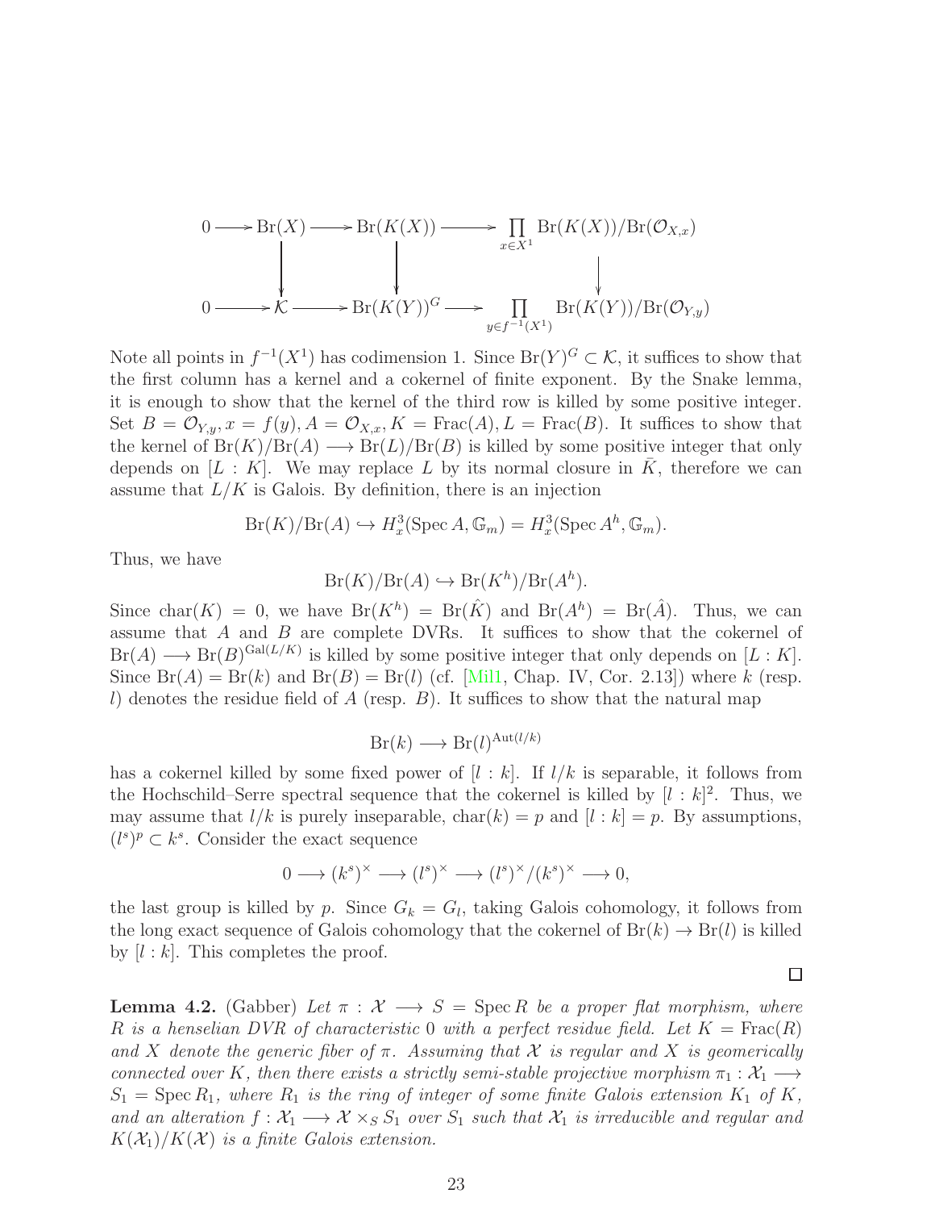$$
\begin{array}{ccccccc}
0 \longrightarrow & \mathrm{Br}(X) & \longrightarrow & \mathrm{Br}(K(X)) & \longrightarrow & \prod_{x\in X^1} \mathrm{Br}(K(X))/\mathrm{Br}(\mathcal{O}_{X,x}) \\
& \downarrow & & \downarrow & & \downarrow \\
0 \longrightarrow & \mathcal{K} & \longrightarrow & \mathrm{Br}(K(Y))^G & \longrightarrow & \prod_{y\in f^{-1}(X^1)} \mathrm{Br}(K(Y))/\mathrm{Br}(\mathcal{O}_{Y,y})
\end{array}
$$

Note all points in $f^{-1}(X^1)$ has codimension 1. Since $\mathrm{Br}(Y)^G \subset \mathcal{K}$, it suffices to show that the first column has a kernel and a cokernel of finite exponent. By the Snake lemma, it is enough to show that the kernel of the third row is killed by some positive integer. Set $B = \mathcal{O}_{Y,y}, x = f(y), A = \mathcal{O}_{X,x}, K = \mathrm{Frac}(A), L = \mathrm{Frac}(B)$. It suffices to show that the kernel of $\mathrm{Br}(K)/\mathrm{Br}(A) \longrightarrow \mathrm{Br}(L)/\mathrm{Br}(B)$ is killed by some positive integer that only depends on $[L : K]$. We may replace $L$ by its normal closure in $\bar{K}$, therefore we can assume that $L/K$ is Galois. By definition, there is an injection

$$\mathrm{Br}(K)/\mathrm{Br}(A) \hookrightarrow H^3_x(\mathrm{Spec}\, A, \mathbb{G}_m) = H^3_x(\mathrm{Spec}\, A^h, \mathbb{G}_m).$$

Thus, we have

$$\mathrm{Br}(K)/\mathrm{Br}(A) \hookrightarrow \mathrm{Br}(K^h)/\mathrm{Br}(A^h).$$

Since $\mathrm{char}(K) = 0$, we have $\mathrm{Br}(K^h) = \mathrm{Br}(\hat{K})$ and $\mathrm{Br}(A^h) = \mathrm{Br}(\hat{A})$. Thus, we can assume that $A$ and $B$ are complete DVRs. It suffices to show that the cokernel of $\mathrm{Br}(A) \longrightarrow \mathrm{Br}(B)^{\mathrm{Gal}(L/K)}$ is killed by some positive integer that only depends on $[L : K]$. Since $\mathrm{Br}(A) = \mathrm{Br}(k)$ and $\mathrm{Br}(B) = \mathrm{Br}(l)$ (cf. [Mil1, Chap. IV, Cor. 2.13]) where $k$ (resp. $l$) denotes the residue field of $A$ (resp. $B$). It suffices to show that the natural map

$$\mathrm{Br}(k) \longrightarrow \mathrm{Br}(l)^{\mathrm{Aut}(l/k)}$$

has a cokernel killed by some fixed power of $[l : k]$. If $l/k$ is separable, it follows from the Hochschild–Serre spectral sequence that the cokernel is killed by $[l : k]^2$. Thus, we may assume that $l/k$ is purely inseparable, $\mathrm{char}(k) = p$ and $[l : k] = p$. By assumptions, $(l^s)^p \subset k^s$. Consider the exact sequence

$$0 \longrightarrow (k^s)^\times \longrightarrow (l^s)^\times \longrightarrow (l^s)^\times/(k^s)^\times \longrightarrow 0,$$

the last group is killed by $p$. Since $G_k = G_l$, taking Galois cohomology, it follows from the long exact sequence of Galois cohomology that the cokernel of $\mathrm{Br}(k) \to \mathrm{Br}(l)$ is killed by $[l : k]$. This completes the proof.

∎

**Lemma 4.2.** (Gabber) *Let $\pi : \mathcal{X} \longrightarrow S = \mathrm{Spec}\, R$ be a proper flat morphism, where $R$ is a henselian DVR of characteristic 0 with a perfect residue field. Let $K = \mathrm{Frac}(R)$ and $X$ denote the generic fiber of $\pi$. Assuming that $\mathcal{X}$ is regular and $X$ is geomerically connected over $K$, then there exists a strictly semi-stable projective morphism $\pi_1 : \mathcal{X}_1 \longrightarrow S_1 = \mathrm{Spec}\, R_1$, where $R_1$ is the ring of integer of some finite Galois extension $K_1$ of $K$, and an alteration $f : \mathcal{X}_1 \longrightarrow \mathcal{X} \times_S S_1$ over $S_1$ such that $\mathcal{X}_1$ is irreducible and regular and $K(\mathcal{X}_1)/K(\mathcal{X})$ is a finite Galois extension.*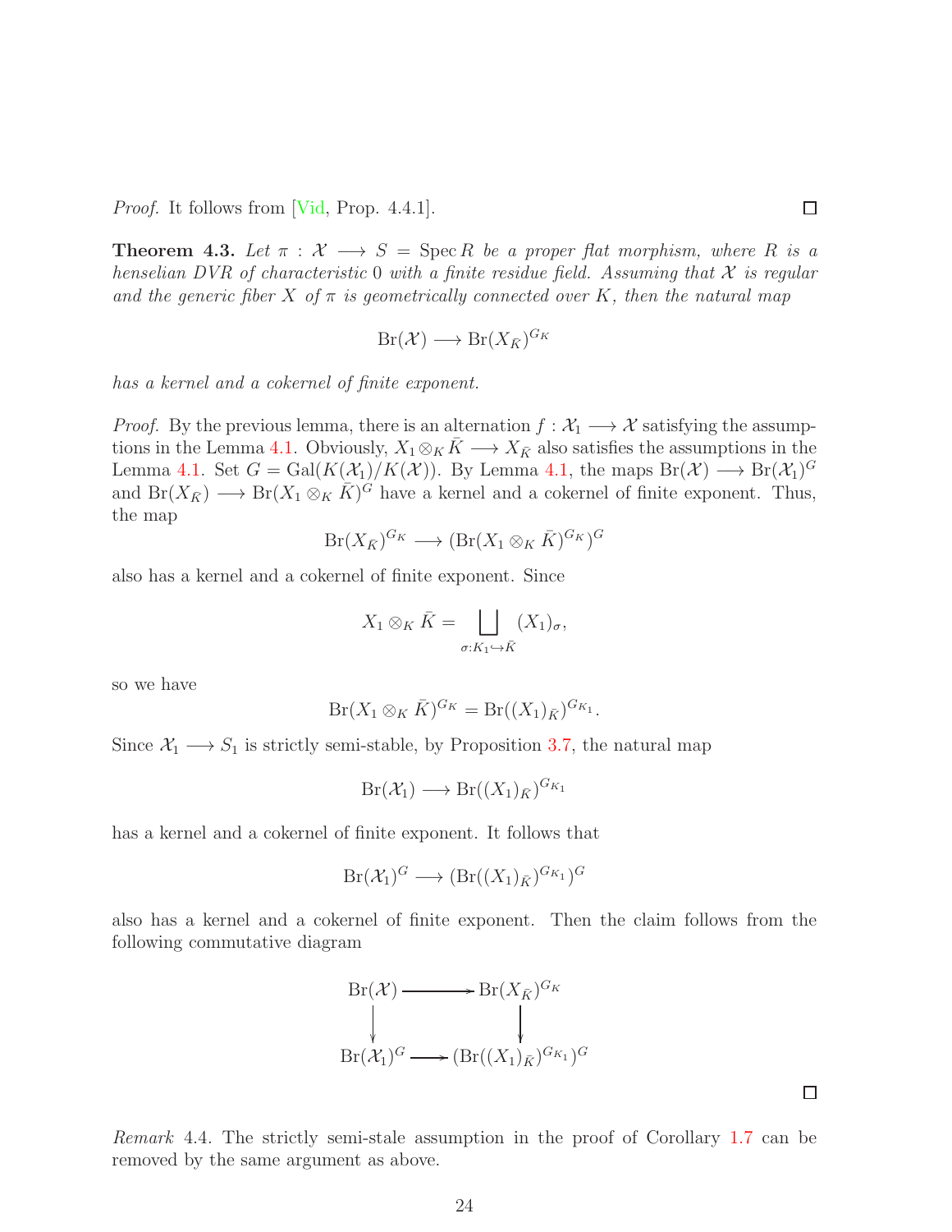*Proof.* It follows from [Vid, Prop. 4.4.1]. □

**Theorem 4.3.** *Let $\pi : \mathcal{X} \longrightarrow S = \operatorname{Spec} R$ be a proper flat morphism, where $R$ is a henselian DVR of characteristic 0 with a finite residue field. Assuming that $\mathcal{X}$ is regular and the generic fiber $X$ of $\pi$ is geometrically connected over $K$, then the natural map*

$$\operatorname{Br}(\mathcal{X}) \longrightarrow \operatorname{Br}(X_{\bar{K}})^{G_K}$$

*has a kernel and a cokernel of finite exponent.*

*Proof.* By the previous lemma, there is an alternation $f : \mathcal{X}_1 \longrightarrow \mathcal{X}$ satisfying the assumptions in the Lemma 4.1. Obviously, $X_1 \otimes_K \bar{K} \longrightarrow X_{\bar{K}}$ also satisfies the assumptions in the Lemma 4.1. Set $G = \operatorname{Gal}(K(\mathcal{X}_1)/K(\mathcal{X}))$. By Lemma 4.1, the maps $\operatorname{Br}(\mathcal{X}) \longrightarrow \operatorname{Br}(\mathcal{X}_1)^G$ and $\operatorname{Br}(X_{\bar{K}}) \longrightarrow \operatorname{Br}(X_1 \otimes_K \bar{K})^G$ have a kernel and a cokernel of finite exponent. Thus, the map

$$\operatorname{Br}(X_{\bar{K}})^{G_K} \longrightarrow (\operatorname{Br}(X_1 \otimes_K \bar{K})^{G_K})^G$$

also has a kernel and a cokernel of finite exponent. Since

$$X_1 \otimes_K \bar{K} = \bigsqcup_{\sigma : K_1 \hookrightarrow \bar{K}} (X_1)_\sigma,$$

so we have

$$\operatorname{Br}(X_1 \otimes_K \bar{K})^{G_K} = \operatorname{Br}((X_1)_{\bar{K}})^{G_{K_1}}.$$

Since $\mathcal{X}_1 \longrightarrow S_1$ is strictly semi-stable, by Proposition 3.7, the natural map

$$\operatorname{Br}(\mathcal{X}_1) \longrightarrow \operatorname{Br}((X_1)_{\bar{K}})^{G_{K_1}}$$

has a kernel and a cokernel of finite exponent. It follows that

$$\operatorname{Br}(\mathcal{X}_1)^G \longrightarrow (\operatorname{Br}((X_1)_{\bar{K}})^{G_{K_1}})^G$$

also has a kernel and a cokernel of finite exponent. Then the claim follows from the following commutative diagram

$$\begin{array}{ccc}
\operatorname{Br}(\mathcal{X}) & \longrightarrow & \operatorname{Br}(X_{\bar{K}})^{G_K} \\
\downarrow & & \downarrow \\
\operatorname{Br}(\mathcal{X}_1)^G & \longrightarrow & (\operatorname{Br}((X_1)_{\bar{K}})^{G_{K_1}})^G
\end{array}$$

□

*Remark* 4.4. The strictly semi-stale assumption in the proof of Corollary 1.7 can be removed by the same argument as above.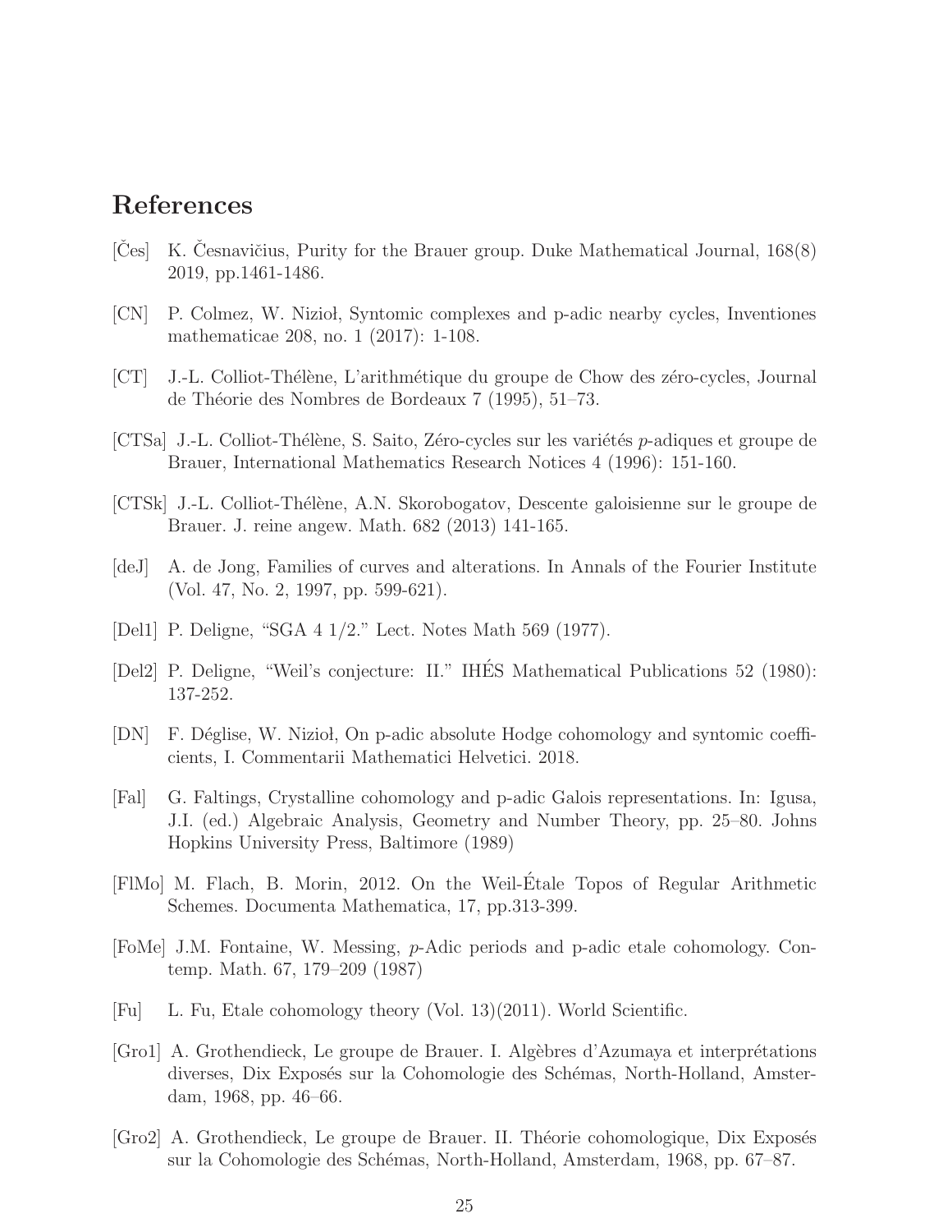## References

[Čes] K. Česnavičius, Purity for the Brauer group. Duke Mathematical Journal, 168(8) 2019, pp.1461-1486.

[CN] P. Colmez, W. Nizioł, Syntomic complexes and p-adic nearby cycles, Inventiones mathematicae 208, no. 1 (2017): 1-108.

[CT] J.-L. Colliot-Thélène, L'arithmétique du groupe de Chow des zéro-cycles, Journal de Théorie des Nombres de Bordeaux 7 (1995), 51–73.

[CTSa] J.-L. Colliot-Thélène, S. Saito, Zéro-cycles sur les variétés $p$-adiques et groupe de Brauer, International Mathematics Research Notices 4 (1996): 151-160.

[CTSk] J.-L. Colliot-Thélène, A.N. Skorobogatov, Descente galoisienne sur le groupe de Brauer. J. reine angew. Math. 682 (2013) 141-165.

[deJ] A. de Jong, Families of curves and alterations. In Annals of the Fourier Institute (Vol. 47, No. 2, 1997, pp. 599-621).

[Del1] P. Deligne, "SGA 4 1/2." Lect. Notes Math 569 (1977).

[Del2] P. Deligne, "Weil's conjecture: II." IHÉS Mathematical Publications 52 (1980): 137-252.

[DN] F. Déglise, W. Nizioł, On p-adic absolute Hodge cohomology and syntomic coefficients, I. Commentarii Mathematici Helvetici. 2018.

[Fal] G. Faltings, Crystalline cohomology and p-adic Galois representations. In: Igusa, J.I. (ed.) Algebraic Analysis, Geometry and Number Theory, pp. 25–80. Johns Hopkins University Press, Baltimore (1989)

[FlMo] M. Flach, B. Morin, 2012. On the Weil-Étale Topos of Regular Arithmetic Schemes. Documenta Mathematica, 17, pp.313-399.

[FoMe] J.M. Fontaine, W. Messing, $p$-Adic periods and p-adic etale cohomology. Contemp. Math. 67, 179–209 (1987)

[Fu] L. Fu, Etale cohomology theory (Vol. 13)(2011). World Scientific.

[Gro1] A. Grothendieck, Le groupe de Brauer. I. Algèbres d'Azumaya et interprétations diverses, Dix Exposés sur la Cohomologie des Schémas, North-Holland, Amsterdam, 1968, pp. 46–66.

[Gro2] A. Grothendieck, Le groupe de Brauer. II. Théorie cohomologique, Dix Exposés sur la Cohomologie des Schémas, North-Holland, Amsterdam, 1968, pp. 67–87.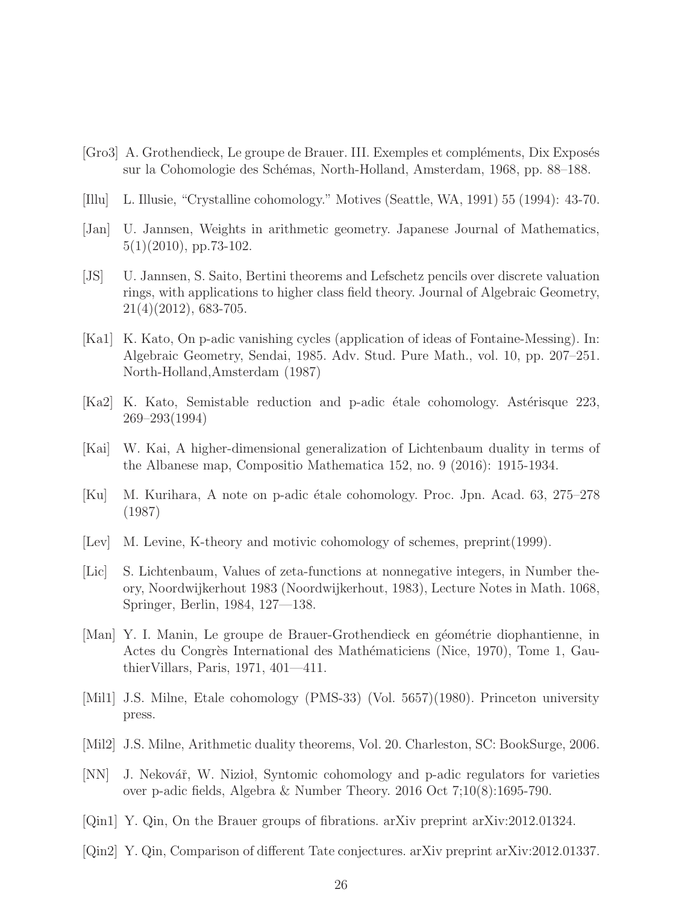[Gro3] A. Grothendieck, Le groupe de Brauer. III. Exemples et compléments, Dix Exposés sur la Cohomologie des Schémas, North-Holland, Amsterdam, 1968, pp. 88–188.

[Illu] L. Illusie, "Crystalline cohomology." Motives (Seattle, WA, 1991) 55 (1994): 43-70.

[Jan] U. Jannsen, Weights in arithmetic geometry. Japanese Journal of Mathematics, 5(1)(2010), pp.73-102.

[JS] U. Jannsen, S. Saito, Bertini theorems and Lefschetz pencils over discrete valuation rings, with applications to higher class field theory. Journal of Algebraic Geometry, 21(4)(2012), 683-705.

[Ka1] K. Kato, On p-adic vanishing cycles (application of ideas of Fontaine-Messing). In: Algebraic Geometry, Sendai, 1985. Adv. Stud. Pure Math., vol. 10, pp. 207–251. North-Holland,Amsterdam (1987)

[Ka2] K. Kato, Semistable reduction and p-adic étale cohomology. Astérisque 223, 269–293(1994)

[Kai] W. Kai, A higher-dimensional generalization of Lichtenbaum duality in terms of the Albanese map, Compositio Mathematica 152, no. 9 (2016): 1915-1934.

[Ku] M. Kurihara, A note on p-adic étale cohomology. Proc. Jpn. Acad. 63, 275–278 (1987)

[Lev] M. Levine, K-theory and motivic cohomology of schemes, preprint(1999).

[Lic] S. Lichtenbaum, Values of zeta-functions at nonnegative integers, in Number theory, Noordwijkerhout 1983 (Noordwijkerhout, 1983), Lecture Notes in Math. 1068, Springer, Berlin, 1984, 127—138.

[Man] Y. I. Manin, Le groupe de Brauer-Grothendieck en géométrie diophantienne, in Actes du Congrès International des Mathématiciens (Nice, 1970), Tome 1, GauthierVillars, Paris, 1971, 401—411.

[Mil1] J.S. Milne, Etale cohomology (PMS-33) (Vol. 5657)(1980). Princeton university press.

[Mil2] J.S. Milne, Arithmetic duality theorems, Vol. 20. Charleston, SC: BookSurge, 2006.

[NN] J. Nekovář, W. Nizioł, Syntomic cohomology and p-adic regulators for varieties over p-adic fields, Algebra & Number Theory. 2016 Oct 7;10(8):1695-790.

[Qin1] Y. Qin, On the Brauer groups of fibrations. arXiv preprint arXiv:2012.01324.

[Qin2] Y. Qin, Comparison of different Tate conjectures. arXiv preprint arXiv:2012.01337.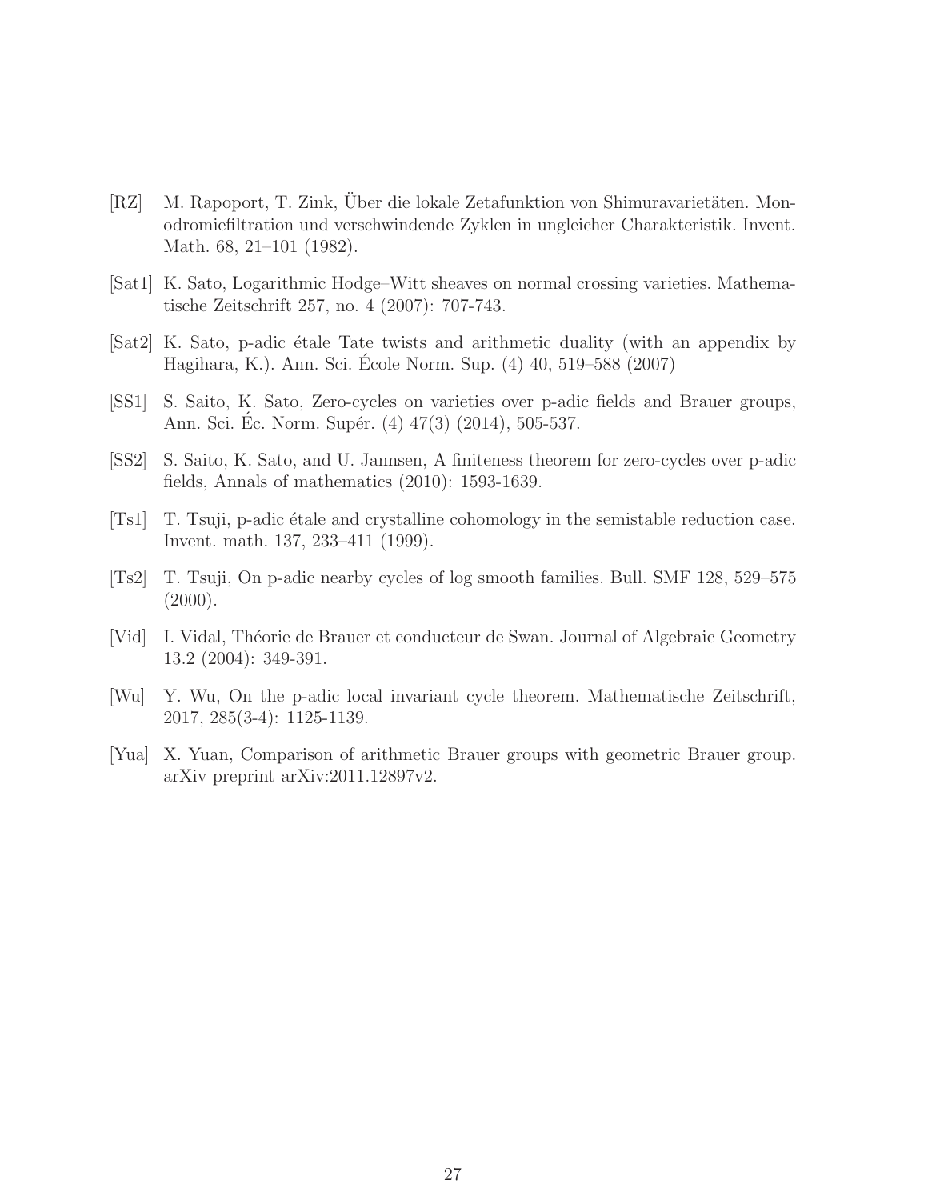[RZ] M. Rapoport, T. Zink, Über die lokale Zetafunktion von Shimuravarietäten. Monodromiefiltration und verschwindende Zyklen in ungleicher Charakteristik. Invent. Math. 68, 21–101 (1982).

[Sat1] K. Sato, Logarithmic Hodge–Witt sheaves on normal crossing varieties. Mathematische Zeitschrift 257, no. 4 (2007): 707-743.

[Sat2] K. Sato, p-adic étale Tate twists and arithmetic duality (with an appendix by Hagihara, K.). Ann. Sci. École Norm. Sup. (4) 40, 519–588 (2007)

[SS1] S. Saito, K. Sato, Zero-cycles on varieties over p-adic fields and Brauer groups, Ann. Sci. Éc. Norm. Supér. (4) 47(3) (2014), 505-537.

[SS2] S. Saito, K. Sato, and U. Jannsen, A finiteness theorem for zero-cycles over p-adic fields, Annals of mathematics (2010): 1593-1639.

[Ts1] T. Tsuji, p-adic étale and crystalline cohomology in the semistable reduction case. Invent. math. 137, 233–411 (1999).

[Ts2] T. Tsuji, On p-adic nearby cycles of log smooth families. Bull. SMF 128, 529–575 (2000).

[Vid] I. Vidal, Théorie de Brauer et conducteur de Swan. Journal of Algebraic Geometry 13.2 (2004): 349-391.

[Wu] Y. Wu, On the p-adic local invariant cycle theorem. Mathematische Zeitschrift, 2017, 285(3-4): 1125-1139.

[Yua] X. Yuan, Comparison of arithmetic Brauer groups with geometric Brauer group. arXiv preprint arXiv:2011.12897v2.